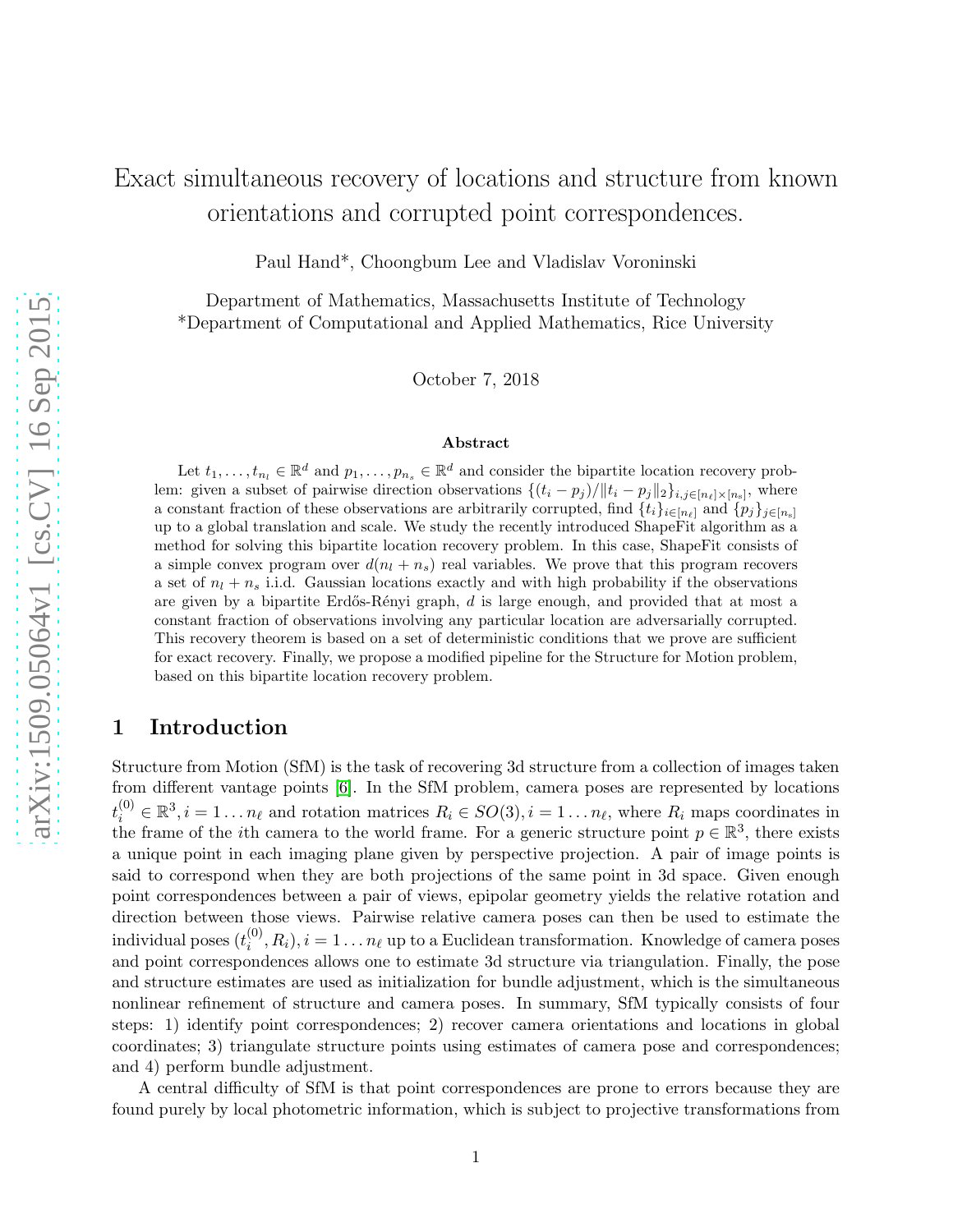# Exact simultaneous recovery of locations and structure from known orientations and corrupted point correspondences.

Paul Hand*, Choongbum Lee and Vladislav Voroninski

Department of Mathematics, Massachusetts Institute of Technology
*Department of Computational and Applied Mathematics, Rice University

October 7, 2018

### Abstract

Let $t_1, \ldots, t_{n_l} \in \mathbb{R}^d$ and $p_1, \ldots, p_{n_s} \in \mathbb{R}^d$ and consider the bipartite location recovery problem: given a subset of pairwise direction observations $\{(t_i - p_j)/\|t_i - p_j\|_2\}_{i,j \in [n_\ell] \times [n_s]}$, where a constant fraction of these observations are arbitrarily corrupted, find $\{t_i\}_{i \in [n_\ell]}$ and $\{p_j\}_{j \in [n_s]}$ up to a global translation and scale. We study the recently introduced ShapeFit algorithm as a method for solving this bipartite location recovery problem. In this case, ShapeFit consists of a simple convex program over $d(n_l + n_s)$ real variables. We prove that this program recovers a set of $n_l + n_s$ i.i.d. Gaussian locations exactly and with high probability if the observations are given by a bipartite Erdős-Rényi graph, $d$ is large enough, and provided that at most a constant fraction of observations involving any particular location are adversarially corrupted. This recovery theorem is based on a set of deterministic conditions that we prove are sufficient for exact recovery. Finally, we propose a modified pipeline for the Structure for Motion problem, based on this bipartite location recovery problem.

## 1 Introduction

Structure from Motion (SfM) is the task of recovering 3d structure from a collection of images taken from different vantage points [6]. In the SfM problem, camera poses are represented by locations $t_i^{(0)} \in \mathbb{R}^3, i = 1 \ldots n_\ell$ and rotation matrices $R_i \in SO(3), i = 1 \ldots n_\ell$, where $R_i$ maps coordinates in the frame of the $i$th camera to the world frame. For a generic structure point $p \in \mathbb{R}^3$, there exists a unique point in each imaging plane given by perspective projection. A pair of image points is said to correspond when they are both projections of the same point in 3d space. Given enough point correspondences between a pair of views, epipolar geometry yields the relative rotation and direction between those views. Pairwise relative camera poses can then be used to estimate the individual poses $(t_i^{(0)}, R_i), i = 1 \ldots n_\ell$ up to a Euclidean transformation. Knowledge of camera poses and point correspondences allows one to estimate 3d structure via triangulation. Finally, the pose and structure estimates are used as initialization for bundle adjustment, which is the simultaneous nonlinear refinement of structure and camera poses. In summary, SfM typically consists of four steps: 1) identify point correspondences; 2) recover camera orientations and locations in global coordinates; 3) triangulate structure points using estimates of camera pose and correspondences; and 4) perform bundle adjustment.

A central difficulty of SfM is that point correspondences are prone to errors because they are found purely by local photometric information, which is subject to projective transformations from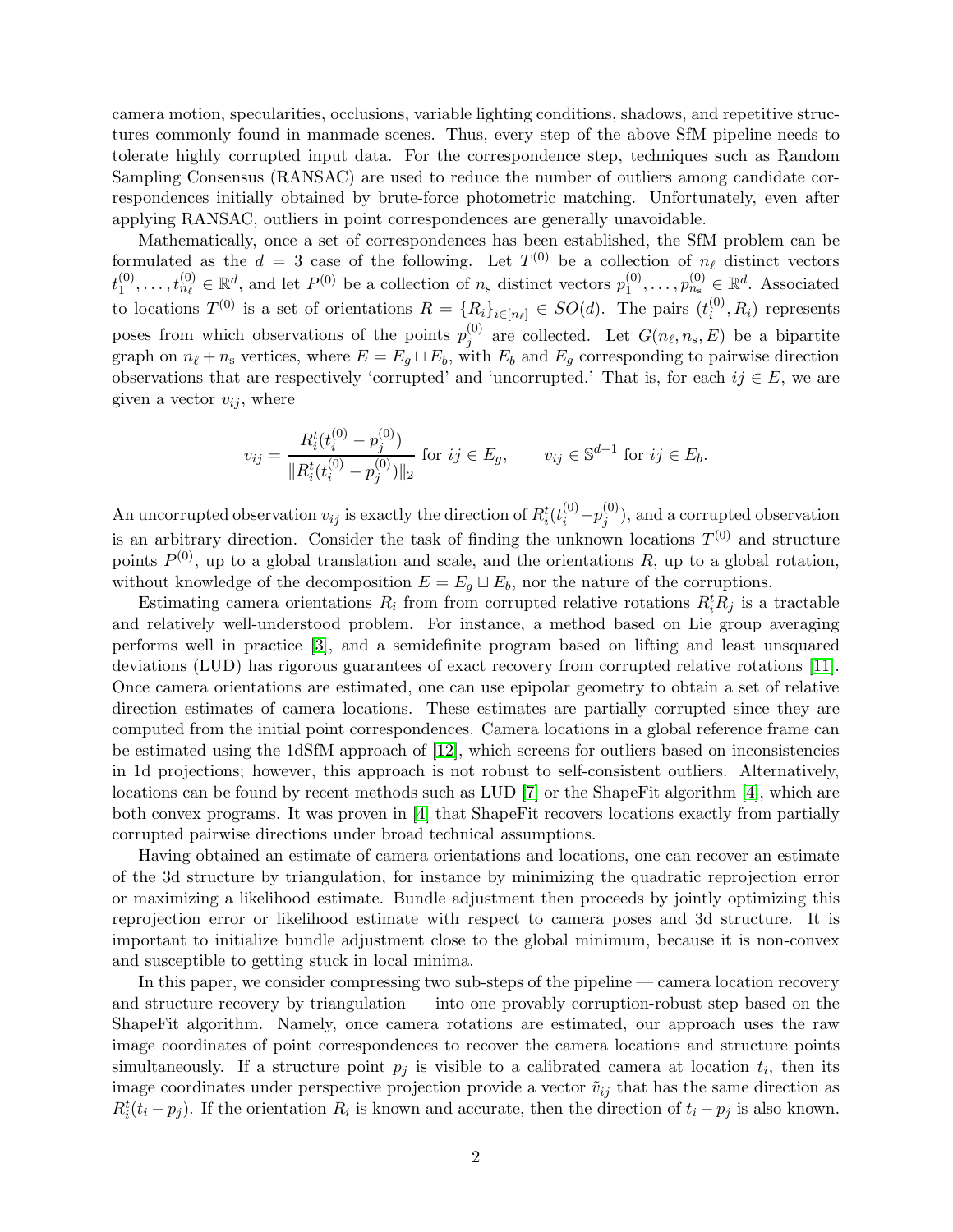camera motion, specularities, occlusions, variable lighting conditions, shadows, and repetitive structures commonly found in manmade scenes. Thus, every step of the above SfM pipeline needs to tolerate highly corrupted input data. For the correspondence step, techniques such as Random Sampling Consensus (RANSAC) are used to reduce the number of outliers among candidate correspondences initially obtained by brute-force photometric matching. Unfortunately, even after applying RANSAC, outliers in point correspondences are generally unavoidable.

Mathematically, once a set of correspondences has been established, the SfM problem can be formulated as the $d = 3$ case of the following. Let $T^{(0)}$ be a collection of $n_\ell$ distinct vectors $t_1^{(0)}, \ldots, t_{n_\ell}^{(0)} \in \mathbb{R}^d$, and let $P^{(0)}$ be a collection of $n_{\mathrm{s}}$ distinct vectors $p_1^{(0)}, \ldots, p_{n_{\mathrm{s}}}^{(0)} \in \mathbb{R}^d$. Associated to locations $T^{(0)}$ is a set of orientations $R = \{R_i\}_{i\in[n_\ell]} \in SO(d)$. The pairs $(t_i^{(0)}, R_i)$ represents poses from which observations of the points $p_j^{(0)}$ are collected. Let $G(n_\ell, n_{\mathrm{s}}, E)$ be a bipartite graph on $n_\ell + n_{\mathrm{s}}$ vertices, where $E = E_g \sqcup E_b$, with $E_b$ and $E_g$ corresponding to pairwise direction observations that are respectively 'corrupted' and 'uncorrupted.' That is, for each $ij \in E$, we are given a vector $v_{ij}$, where

$$v_{ij} = \frac{R_i^t(t_i^{(0)} - p_j^{(0)})}{\|R_i^t(t_i^{(0)} - p_j^{(0)})\|_2} \text{ for } ij \in E_g, \qquad v_{ij} \in \mathbb{S}^{d-1} \text{ for } ij \in E_b.$$

An uncorrupted observation $v_{ij}$ is exactly the direction of $R_i^t(t_i^{(0)} - p_j^{(0)})$, and a corrupted observation is an arbitrary direction. Consider the task of finding the unknown locations $T^{(0)}$ and structure points $P^{(0)}$, up to a global translation and scale, and the orientations $R$, up to a global rotation, without knowledge of the decomposition $E = E_g \sqcup E_b$, nor the nature of the corruptions.

Estimating camera orientations $R_i$ from from corrupted relative rotations $R_i^t R_j$ is a tractable and relatively well-understood problem. For instance, a method based on Lie group averaging performs well in practice [3], and a semidefinite program based on lifting and least unsquared deviations (LUD) has rigorous guarantees of exact recovery from corrupted relative rotations [11]. Once camera orientations are estimated, one can use epipolar geometry to obtain a set of relative direction estimates of camera locations. These estimates are partially corrupted since they are computed from the initial point correspondences. Camera locations in a global reference frame can be estimated using the 1dSfM approach of [12], which screens for outliers based on inconsistencies in 1d projections; however, this approach is not robust to self-consistent outliers. Alternatively, locations can be found by recent methods such as LUD [7] or the ShapeFit algorithm [4], which are both convex programs. It was proven in [4] that ShapeFit recovers locations exactly from partially corrupted pairwise directions under broad technical assumptions.

Having obtained an estimate of camera orientations and locations, one can recover an estimate of the 3d structure by triangulation, for instance by minimizing the quadratic reprojection error or maximizing a likelihood estimate. Bundle adjustment then proceeds by jointly optimizing this reprojection error or likelihood estimate with respect to camera poses and 3d structure. It is important to initialize bundle adjustment close to the global minimum, because it is non-convex and susceptible to getting stuck in local minima.

In this paper, we consider compressing two sub-steps of the pipeline — camera location recovery and structure recovery by triangulation — into one provably corruption-robust step based on the ShapeFit algorithm. Namely, once camera rotations are estimated, our approach uses the raw image coordinates of point correspondences to recover the camera locations and structure points simultaneously. If a structure point $p_j$ is visible to a calibrated camera at location $t_i$, then its image coordinates under perspective projection provide a vector $\tilde{v}_{ij}$ that has the same direction as $R_i^t(t_i - p_j)$. If the orientation $R_i$ is known and accurate, then the direction of $t_i - p_j$ is also known.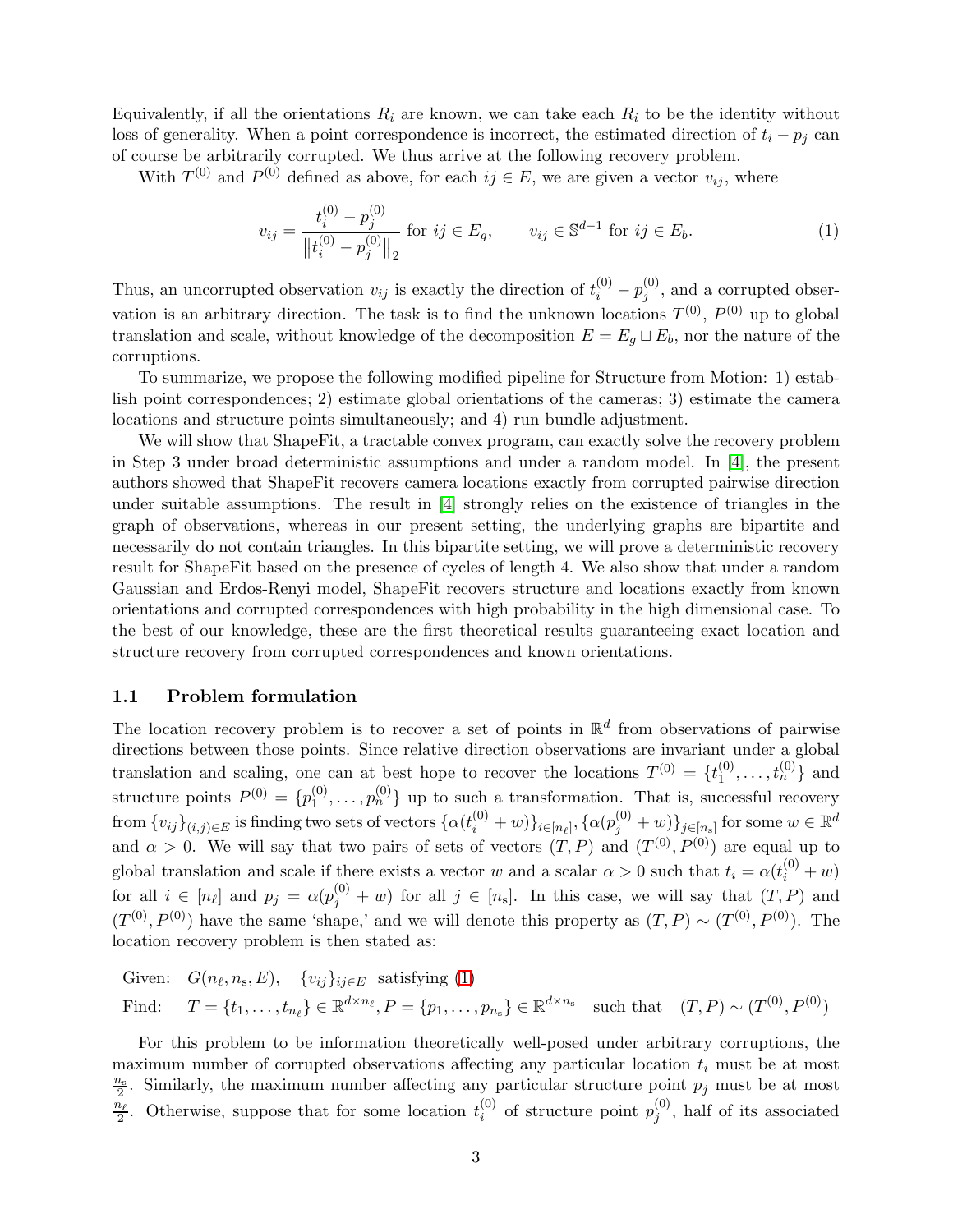Equivalently, if all the orientations $R_i$ are known, we can take each $R_i$ to be the identity without loss of generality. When a point correspondence is incorrect, the estimated direction of $t_i - p_j$ can of course be arbitrarily corrupted. We thus arrive at the following recovery problem.

With $T^{(0)}$ and $P^{(0)}$ defined as above, for each $ij \in E$, we are given a vector $v_{ij}$, where

$$v_{ij} = \frac{t_i^{(0)} - p_j^{(0)}}{\left\| t_i^{(0)} - p_j^{(0)} \right\|_2} \text{ for } ij \in E_g, \qquad v_{ij} \in \mathbb{S}^{d-1} \text{ for } ij \in E_b. \tag{1}$$

Thus, an uncorrupted observation $v_{ij}$ is exactly the direction of $t_i^{(0)} - p_j^{(0)}$, and a corrupted observation is an arbitrary direction. The task is to find the unknown locations $T^{(0)}$, $P^{(0)}$ up to global translation and scale, without knowledge of the decomposition $E = E_g \sqcup E_b$, nor the nature of the corruptions.

To summarize, we propose the following modified pipeline for Structure from Motion: 1) establish point correspondences; 2) estimate global orientations of the cameras; 3) estimate the camera locations and structure points simultaneously; and 4) run bundle adjustment.

We will show that ShapeFit, a tractable convex program, can exactly solve the recovery problem in Step 3 under broad deterministic assumptions and under a random model. In [4], the present authors showed that ShapeFit recovers camera locations exactly from corrupted pairwise direction under suitable assumptions. The result in [4] strongly relies on the existence of triangles in the graph of observations, whereas in our present setting, the underlying graphs are bipartite and necessarily do not contain triangles. In this bipartite setting, we will prove a deterministic recovery result for ShapeFit based on the presence of cycles of length 4. We also show that under a random Gaussian and Erdos-Renyi model, ShapeFit recovers structure and locations exactly from known orientations and corrupted correspondences with high probability in the high dimensional case. To the best of our knowledge, these are the first theoretical results guaranteeing exact location and structure recovery from corrupted correspondences and known orientations.

### 1.1 Problem formulation

The location recovery problem is to recover a set of points in $\mathbb{R}^d$ from observations of pairwise directions between those points. Since relative direction observations are invariant under a global translation and scaling, one can at best hope to recover the locations $T^{(0)} = \{t_1^{(0)}, \ldots, t_n^{(0)}\}$ and structure points $P^{(0)} = \{p_1^{(0)}, \ldots, p_n^{(0)}\}$ up to such a transformation. That is, successful recovery from $\{v_{ij}\}_{(i,j)\in E}$ is finding two sets of vectors $\{\alpha(t_i^{(0)} + w)\}_{i\in[n_\ell]}, \{\alpha(p_j^{(0)} + w)\}_{j\in[n_s]}$ for some $w \in \mathbb{R}^d$ and $\alpha > 0$. We will say that two pairs of sets of vectors $(T, P)$ and $(T^{(0)}, P^{(0)})$ are equal up to global translation and scale if there exists a vector $w$ and a scalar $\alpha > 0$ such that $t_i = \alpha(t_i^{(0)} + w)$ for all $i \in [n_\ell]$ and $p_j = \alpha(p_j^{(0)} + w)$ for all $j \in [n_s]$. In this case, we will say that $(T, P)$ and $(T^{(0)}, P^{(0)})$ have the same 'shape,' and we will denote this property as $(T, P) \sim (T^{(0)}, P^{(0)})$. The location recovery problem is then stated as:

Given: $G(n_\ell, n_s, E)$, $\{v_{ij}\}_{ij\in E}$ satisfying (1)

Find: $T = \{t_1, \ldots, t_{n_\ell}\} \in \mathbb{R}^{d\times n_\ell}, P = \{p_1, \ldots, p_{n_s}\} \in \mathbb{R}^{d\times n_s}$ such that $(T, P) \sim (T^{(0)}, P^{(0)})$

For this problem to be information theoretically well-posed under arbitrary corruptions, the maximum number of corrupted observations affecting any particular location $t_i$ must be at most $\frac{n_s}{2}$. Similarly, the maximum number affecting any particular structure point $p_j$ must be at most $\frac{n_\ell}{2}$. Otherwise, suppose that for some location $t_i^{(0)}$ of structure point $p_j^{(0)}$, half of its associated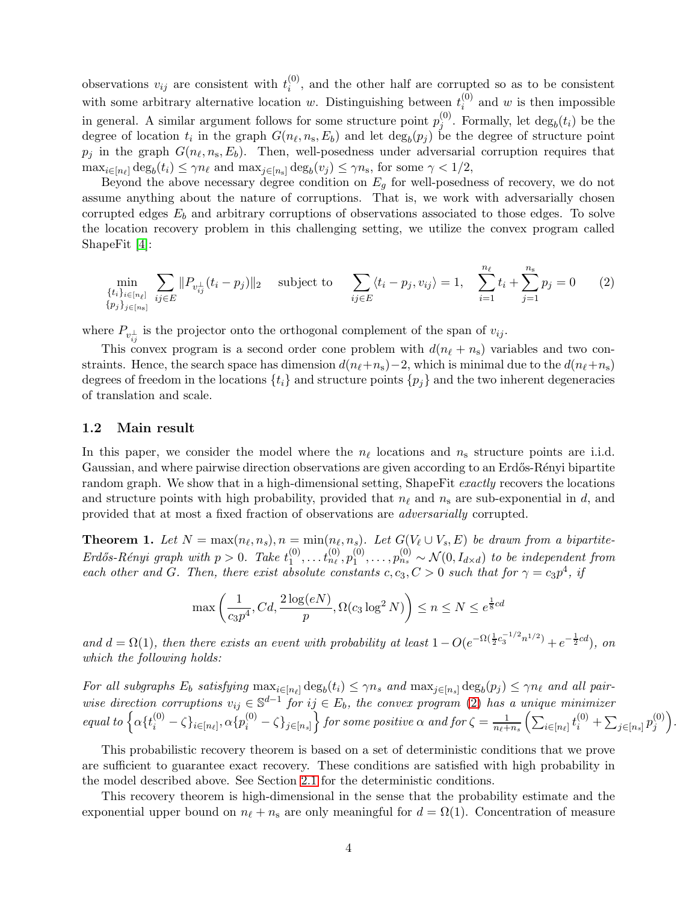observations $v_{ij}$ are consistent with $t_i^{(0)}$, and the other half are corrupted so as to be consistent with some arbitrary alternative location $w$. Distinguishing between $t_i^{(0)}$ and $w$ is then impossible in general. A similar argument follows for some structure point $p_j^{(0)}$. Formally, let $\deg_b(t_i)$ be the degree of location $t_i$ in the graph $G(n_\ell, n_s, E_b)$ and let $\deg_b(p_j)$ be the degree of structure point $p_j$ in the graph $G(n_\ell, n_s, E_b)$. Then, well-posedness under adversarial corruption requires that $\max_{i\in[n_\ell]} \deg_b(t_i) \le \gamma n_\ell$ and $\max_{j\in[n_s]} \deg_b(v_j) \le \gamma n_s$, for some $\gamma < 1/2$,

Beyond the above necessary degree condition on $E_g$ for well-posedness of recovery, we do not assume anything about the nature of corruptions. That is, we work with adversarially chosen corrupted edges $E_b$ and arbitrary corruptions of observations associated to those edges. To solve the location recovery problem in this challenging setting, we utilize the convex program called ShapeFit [4]:

$$\min_{\substack{\{t_i\}_{i\in[n_\ell]}\\ \{p_j\}_{j\in[n_s]}}} \sum_{ij\in E} \|P_{v_{ij}^\perp}(t_i - p_j)\|_2 \quad \text{subject to} \quad \sum_{ij\in E} \langle t_i - p_j, v_{ij}\rangle = 1, \quad \sum_{i=1}^{n_\ell} t_i + \sum_{j=1}^{n_s} p_j = 0 \qquad (2)$$

where $P_{v_{ij}^\perp}$ is the projector onto the orthogonal complement of the span of $v_{ij}$.

This convex program is a second order cone problem with $d(n_\ell + n_s)$ variables and two constraints. Hence, the search space has dimension $d(n_\ell+n_s)-2$, which is minimal due to the $d(n_\ell+n_s)$ degrees of freedom in the locations $\{t_i\}$ and structure points $\{p_j\}$ and the two inherent degeneracies of translation and scale.

### 1.2 Main result

In this paper, we consider the model where the $n_\ell$ locations and $n_s$ structure points are i.i.d. Gaussian, and where pairwise direction observations are given according to an Erdős-Rényi bipartite random graph. We show that in a high-dimensional setting, ShapeFit *exactly* recovers the locations and structure points with high probability, provided that $n_\ell$ and $n_s$ are sub-exponential in $d$, and provided that at most a fixed fraction of observations are *adversarially* corrupted.

**Theorem 1.** *Let $N = \max(n_\ell, n_s), n = \min(n_\ell, n_s)$. Let $G(V_\ell \cup V_s, E)$ be drawn from a bipartite-Erdős-Rényi graph with $p > 0$. Take $t_1^{(0)}, \ldots t_{n_\ell}^{(0)}, p_1^{(0)}, \ldots, p_{n_s}^{(0)} \sim \mathcal{N}(0, I_{d\times d})$ to be independent from each other and $G$. Then, there exist absolute constants $c, c_3, C > 0$ such that for $\gamma = c_3 p^4$, if*

$$\max\left(\frac{1}{c_3 p^4}, Cd, \frac{2\log(eN)}{p}, \Omega(c_3 \log^2 N)\right) \le n \le N \le e^{\frac{1}{8}cd}$$

*and $d = \Omega(1)$, then there exists an event with probability at least $1 - O(e^{-\Omega(\frac{1}{2}c_3^{-1/2}n^{1/2})} + e^{-\frac{1}{2}cd})$, on which the following holds:*

*For all subgraphs $E_b$ satisfying $\max_{i\in[n_\ell]} \deg_b(t_i) \le \gamma n_s$ and $\max_{j\in[n_s]} \deg_b(p_j) \le \gamma n_\ell$ and all pairwise direction corruptions $v_{ij} \in \mathbb{S}^{d-1}$ for $ij \in E_b$, the convex program (2) has a unique minimizer equal to $\left\{\alpha\{t_i^{(0)} - \zeta\}_{i\in[n_\ell]}, \alpha\{p_i^{(0)} - \zeta\}_{j\in[n_s]}\right\}$ for some positive $\alpha$ and for $\zeta = \frac{1}{n_\ell+n_s}\left(\sum_{i\in[n_\ell]} t_i^{(0)} + \sum_{j\in[n_s]} p_j^{(0)}\right)$.*

This probabilistic recovery theorem is based on a set of deterministic conditions that we prove are sufficient to guarantee exact recovery. These conditions are satisfied with high probability in the model described above. See Section 2.1 for the deterministic conditions.

This recovery theorem is high-dimensional in the sense that the probability estimate and the exponential upper bound on $n_\ell + n_s$ are only meaningful for $d = \Omega(1)$. Concentration of measure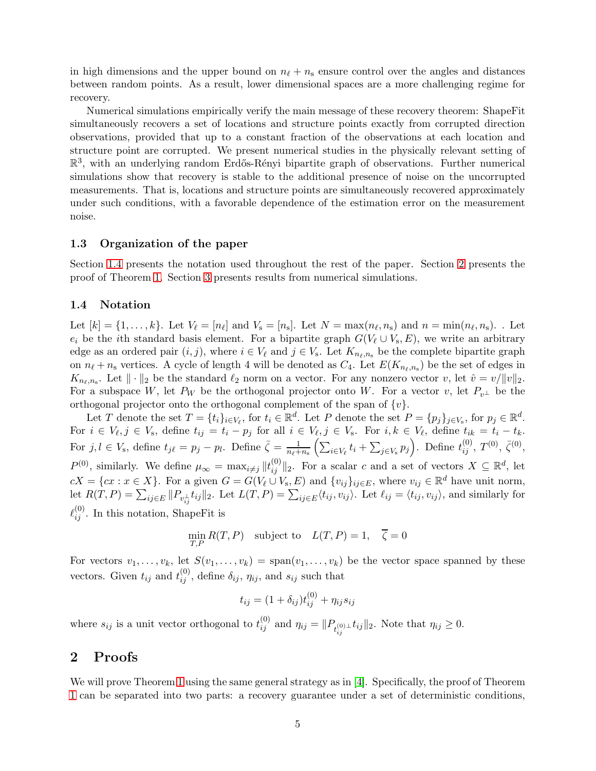in high dimensions and the upper bound on $n_\ell + n_s$ ensure control over the angles and distances between random points. As a result, lower dimensional spaces are a more challenging regime for recovery.

Numerical simulations empirically verify the main message of these recovery theorem: ShapeFit simultaneously recovers a set of locations and structure points exactly from corrupted direction observations, provided that up to a constant fraction of the observations at each location and structure point are corrupted. We present numerical studies in the physically relevant setting of $\mathbb{R}^3$, with an underlying random Erdős-Rényi bipartite graph of observations. Further numerical simulations show that recovery is stable to the additional presence of noise on the uncorrupted measurements. That is, locations and structure points are simultaneously recovered approximately under such conditions, with a favorable dependence of the estimation error on the measurement noise.

### 1.3 Organization of the paper

Section 1.4 presents the notation used throughout the rest of the paper. Section 2 presents the proof of Theorem 1. Section 3 presents results from numerical simulations.

### 1.4 Notation

Let $[k] = \{1, \dots, k\}$. Let $V_\ell = [n_\ell]$ and $V_s = [n_s]$. Let $N = \max(n_\ell, n_s)$ and $n = \min(n_\ell, n_s)$. . Let $e_i$ be the $i$th standard basis element. For a bipartite graph $G(V_\ell \cup V_s, E)$, we write an arbitrary edge as an ordered pair $(i, j)$, where $i \in V_\ell$ and $j \in V_s$. Let $K_{n_\ell, n_s}$ be the complete bipartite graph on $n_\ell + n_s$ vertices. A cycle of length 4 will be denoted as $C_4$. Let $E(K_{n_\ell,n_s})$ be the set of edges in $K_{n_\ell,n_s}$. Let $\|\cdot\|_2$ be the standard $\ell_2$ norm on a vector. For any nonzero vector $v$, let $\hat{v} = v/\|v\|_2$. For a subspace $W$, let $P_W$ be the orthogonal projector onto $W$. For a vector $v$, let $P_{v^\perp}$ be the orthogonal projector onto the orthogonal complement of the span of $\{v\}$.

Let $T$ denote the set $T = \{t_i\}_{i \in V_\ell}$, for $t_i \in \mathbb{R}^d$. Let $P$ denote the set $P = \{p_j\}_{j \in V_s}$, for $p_j \in \mathbb{R}^d$. For $i \in V_\ell, j \in V_s$, define $t_{ij} = t_i - p_j$ for all $i \in V_\ell, j \in V_s$. For $i, k \in V_\ell$, define $t_{ik} = t_i - t_k$. For $j, l \in V_s$, define $t_{j\ell} = p_j - p_l$. Define $\bar{\zeta} = \frac{1}{n_\ell + n_s}\left(\sum_{i \in V_\ell} t_i + \sum_{j \in V_s} p_j\right)$. Define $t_{ij}^{(0)}$, $T^{(0)}$, $\bar{\zeta}^{(0)}$, $P^{(0)}$, similarly. We define $\mu_\infty = \max_{i \neq j} \|t_{ij}^{(0)}\|_2$. For a scalar $c$ and a set of vectors $X \subseteq \mathbb{R}^d$, let $cX = \{cx : x \in X\}$. For a given $G = G(V_\ell \cup V_s, E)$ and $\{v_{ij}\}_{ij \in E}$, where $v_{ij} \in \mathbb{R}^d$ have unit norm, let $R(T, P) = \sum_{ij \in E} \|P_{v_{ij}^\perp} t_{ij}\|_2$. Let $L(T, P) = \sum_{ij \in E} \langle t_{ij}, v_{ij} \rangle$. Let $\ell_{ij} = \langle t_{ij}, v_{ij} \rangle$, and similarly for $\ell_{ij}^{(0)}$. In this notation, ShapeFit is

$$\min_{T,P} R(T, P) \quad \text{subject to} \quad L(T, P) = 1, \quad \overline{\zeta} = 0$$

For vectors $v_1, \dots, v_k$, let $S(v_1, \dots, v_k) = \operatorname{span}(v_1, \dots, v_k)$ be the vector space spanned by these vectors. Given $t_{ij}$ and $t_{ij}^{(0)}$, define $\delta_{ij}$, $\eta_{ij}$, and $s_{ij}$ such that

$$t_{ij} = (1 + \delta_{ij}) t_{ij}^{(0)} + \eta_{ij} s_{ij}$$

where $s_{ij}$ is a unit vector orthogonal to $t_{ij}^{(0)}$ and $\eta_{ij} = \|P_{t_{ij}^{(0)\perp}} t_{ij}\|_2$. Note that $\eta_{ij} \geq 0$.

## 2 Proofs

We will prove Theorem 1 using the same general strategy as in [4]. Specifically, the proof of Theorem 1 can be separated into two parts: a recovery guarantee under a set of deterministic conditions,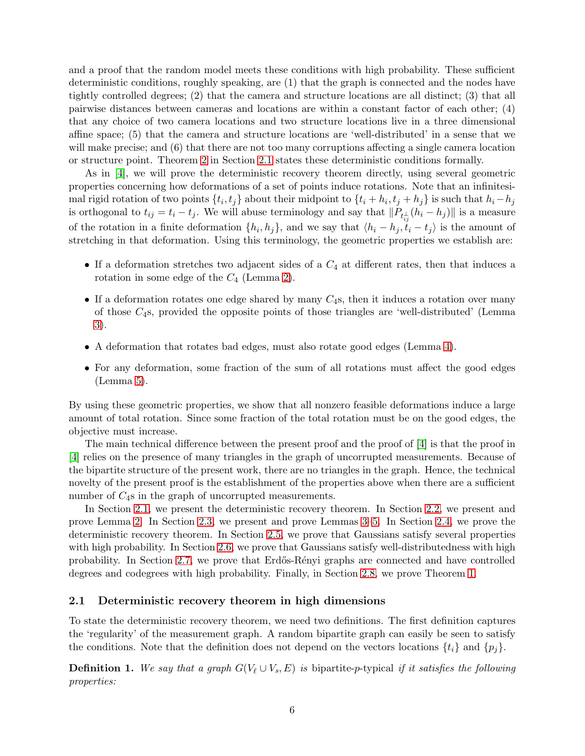and a proof that the random model meets these conditions with high probability. These sufficient deterministic conditions, roughly speaking, are (1) that the graph is connected and the nodes have tightly controlled degrees; (2) that the camera and structure locations are all distinct; (3) that all pairwise distances between cameras and locations are within a constant factor of each other; (4) that any choice of two camera locations and two structure locations live in a three dimensional affine space; (5) that the camera and structure locations are 'well-distributed' in a sense that we will make precise; and (6) that there are not too many corruptions affecting a single camera location or structure point. Theorem 2 in Section 2.1 states these deterministic conditions formally.

As in [4], we will prove the deterministic recovery theorem directly, using several geometric properties concerning how deformations of a set of points induce rotations. Note that an infinitesimal rigid rotation of two points $\{t_i, t_j\}$ about their midpoint to $\{t_i + h_i, t_j + h_j\}$ is such that $h_i - h_j$ is orthogonal to $t_{ij} = t_i - t_j$. We will abuse terminology and say that $\|P_{t_{ij}^\perp}(h_i - h_j)\|$ is a measure of the rotation in a finite deformation $\{h_i, h_j\}$, and we say that $\langle h_i - h_j, t_i - t_j\rangle$ is the amount of stretching in that deformation. Using this terminology, the geometric properties we establish are:

- If a deformation stretches two adjacent sides of a $C_4$ at different rates, then that induces a rotation in some edge of the $C_4$ (Lemma 2).
- If a deformation rotates one edge shared by many $C_4$s, then it induces a rotation over many of those $C_4$s, provided the opposite points of those triangles are 'well-distributed' (Lemma 3).
- A deformation that rotates bad edges, must also rotate good edges (Lemma 4).
- For any deformation, some fraction of the sum of all rotations must affect the good edges (Lemma 5).

By using these geometric properties, we show that all nonzero feasible deformations induce a large amount of total rotation. Since some fraction of the total rotation must be on the good edges, the objective must increase.

The main technical difference between the present proof and the proof of [4] is that the proof in [4] relies on the presence of many triangles in the graph of uncorrupted measurements. Because of the bipartite structure of the present work, there are no triangles in the graph. Hence, the technical novelty of the present proof is the establishment of the properties above when there are a sufficient number of $C_4$s in the graph of uncorrupted measurements.

In Section 2.1, we present the deterministic recovery theorem. In Section 2.2, we present and prove Lemma 2. In Section 2.3, we present and prove Lemmas 3–5. In Section 2.4, we prove the deterministic recovery theorem. In Section 2.5, we prove that Gaussians satisfy several properties with high probability. In Section 2.6, we prove that Gaussians satisfy well-distributedness with high probability. In Section 2.7, we prove that Erdős-Rényi graphs are connected and have controlled degrees and codegrees with high probability. Finally, in Section 2.8, we prove Theorem 1.

### 2.1 Deterministic recovery theorem in high dimensions

To state the deterministic recovery theorem, we need two definitions. The first definition captures the 'regularity' of the measurement graph. A random bipartite graph can easily be seen to satisfy the conditions. Note that the definition does not depend on the vectors locations $\{t_i\}$ and $\{p_j\}$.

**Definition 1.** *We say that a graph $G(V_\ell \cup V_s, E)$ is* bipartite-$p$-typical *if it satisfies the following properties:*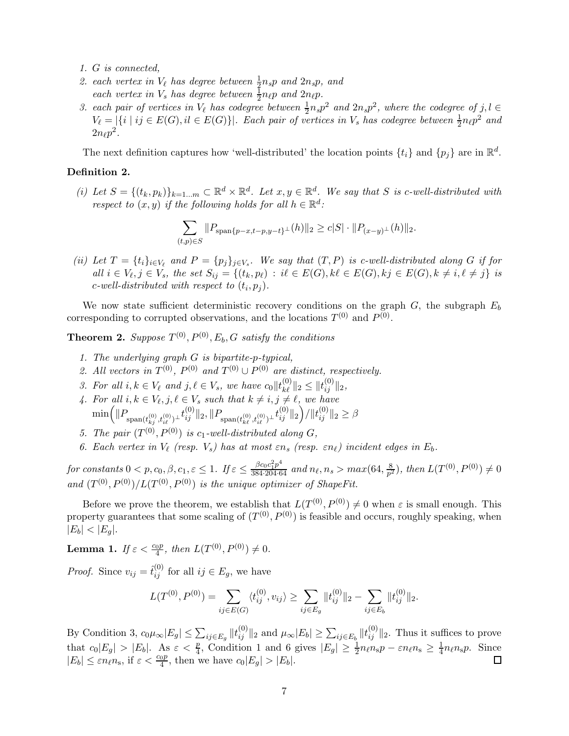1. $G$ is connected,
2. each vertex in $V_\ell$ has degree between $\frac{1}{2}n_s p$ and $2n_s p$, and
   each vertex in $V_s$ has degree between $\frac{1}{2}n_\ell p$ and $2n_\ell p$.
3. each pair of vertices in $V_\ell$ has codegree between $\frac{1}{2}n_s p^2$ and $2n_s p^2$, where the codegree of $j, l \in V_\ell = |\{i \mid ij \in E(G), il \in E(G)\}|$. Each pair of vertices in $V_s$ has codegree between $\frac{1}{2}n_\ell p^2$ and $2n_\ell p^2$.

The next definition captures how 'well-distributed' the location points $\{t_i\}$ and $\{p_j\}$ are in $\mathbb{R}^d$.

**Definition 2.**

*(i) Let $S = \{(t_k, p_k)\}_{k=1\ldots m} \subset \mathbb{R}^d \times \mathbb{R}^d$. Let $x, y \in \mathbb{R}^d$. We say that $S$ is $c$-well-distributed with respect to $(x, y)$ if the following holds for all $h \in \mathbb{R}^d$:*

$$\sum_{(t,p)\in S} \|P_{\text{span}\{p-x, t-p, y-t\}^\perp}(h)\|_2 \geq c|S| \cdot \|P_{(x-y)^\perp}(h)\|_2.$$

*(ii) Let $T = \{t_i\}_{i\in V_\ell}$ and $P = \{p_j\}_{j\in V_s}$. We say that $(T, P)$ is $c$-well-distributed along $G$ if for all $i \in V_\ell, j \in V_s$, the set $S_{ij} = \{(t_k, p_\ell) : i\ell \in E(G), k\ell \in E(G), kj \in E(G), k \neq i, \ell \neq j\}$ is $c$-well-distributed with respect to $(t_i, p_j)$.*

We now state sufficient deterministic recovery conditions on the graph $G$, the subgraph $E_b$ corresponding to corrupted observations, and the locations $T^{(0)}$ and $P^{(0)}$.

**Theorem 2.** *Suppose $T^{(0)}, P^{(0)}, E_b, G$ satisfy the conditions*

1. *The underlying graph $G$ is bipartite-$p$-typical,*
2. *All vectors in $T^{(0)}$, $P^{(0)}$ and $T^{(0)} \cup P^{(0)}$ are distinct, respectively.*
3. *For all $i, k \in V_\ell$ and $j, \ell \in V_s$, we have $c_0\|t^{(0)}_{k\ell}\|_2 \leq \|t^{(0)}_{ij}\|_2$,*
4. *For all $i, k \in V_\ell, j, \ell \in V_s$ such that $k \neq i, j \neq \ell$, we have*
   $\min\Big(\|P_{\text{span}(t^{(0)}_{kj}, t^{(0)}_{i\ell})^\perp} t^{(0)}_{ij}\|_2, \|P_{\text{span}(t^{(0)}_{k\ell}, t^{(0)}_{i\ell})^\perp} t^{(0)}_{ij}\|_2\Big) / \|t^{(0)}_{ij}\|_2 \geq \beta$
5. *The pair $(T^{(0)}, P^{(0)})$ is $c_1$-well-distributed along $G$,*
6. *Each vertex in $V_\ell$ (resp. $V_s$) has at most $\varepsilon n_s$ (resp. $\varepsilon n_\ell$) incident edges in $E_b$.*

*for constants $0 < p, c_0, \beta, c_1, \varepsilon \leq 1$. If $\varepsilon \leq \frac{\beta c_0 c_1^2 p^4}{384 \cdot 204 \cdot 64}$ and $n_\ell, n_s > max(64, \frac{8}{p^2})$, then $L(T^{(0)}, P^{(0)}) \neq 0$ and $(T^{(0)}, P^{(0)})/L(T^{(0)}, P^{(0)})$ is the unique optimizer of ShapeFit.*

Before we prove the theorem, we establish that $L(T^{(0)}, P^{(0)}) \neq 0$ when $\varepsilon$ is small enough. This property guarantees that some scaling of $(T^{(0)}, P^{(0)})$ is feasible and occurs, roughly speaking, when $|E_b| < |E_g|$.

**Lemma 1.** *If $\varepsilon < \frac{c_0 p}{4}$, then $L(T^{(0)}, P^{(0)}) \neq 0$.*

*Proof.* Since $v_{ij} = \hat{t}^{(0)}_{ij}$ for all $ij \in E_g$, we have

$$L(T^{(0)}, P^{(0)}) = \sum_{ij\in E(G)} \langle t^{(0)}_{ij}, v_{ij}\rangle \geq \sum_{ij\in E_g} \|t^{(0)}_{ij}\|_2 - \sum_{ij\in E_b} \|t^{(0)}_{ij}\|_2.$$

By Condition 3, $c_0\mu_\infty|E_g| \leq \sum_{ij\in E_g} \|t^{(0)}_{ij}\|_2$ and $\mu_\infty|E_b| \geq \sum_{ij\in E_b} \|t^{(0)}_{ij}\|_2$. Thus it suffices to prove that $c_0|E_g| > |E_b|$. As $\varepsilon < \frac{p}{4}$, Condition 1 and 6 gives $|E_g| \geq \frac{1}{2}n_\ell n_s p - \varepsilon n_\ell n_s \geq \frac{1}{4}n_\ell n_s p$. Since $|E_b| \leq \varepsilon n_\ell n_s$, if $\varepsilon < \frac{c_0 p}{4}$, then we have $c_0|E_g| > |E_b|$. $\square$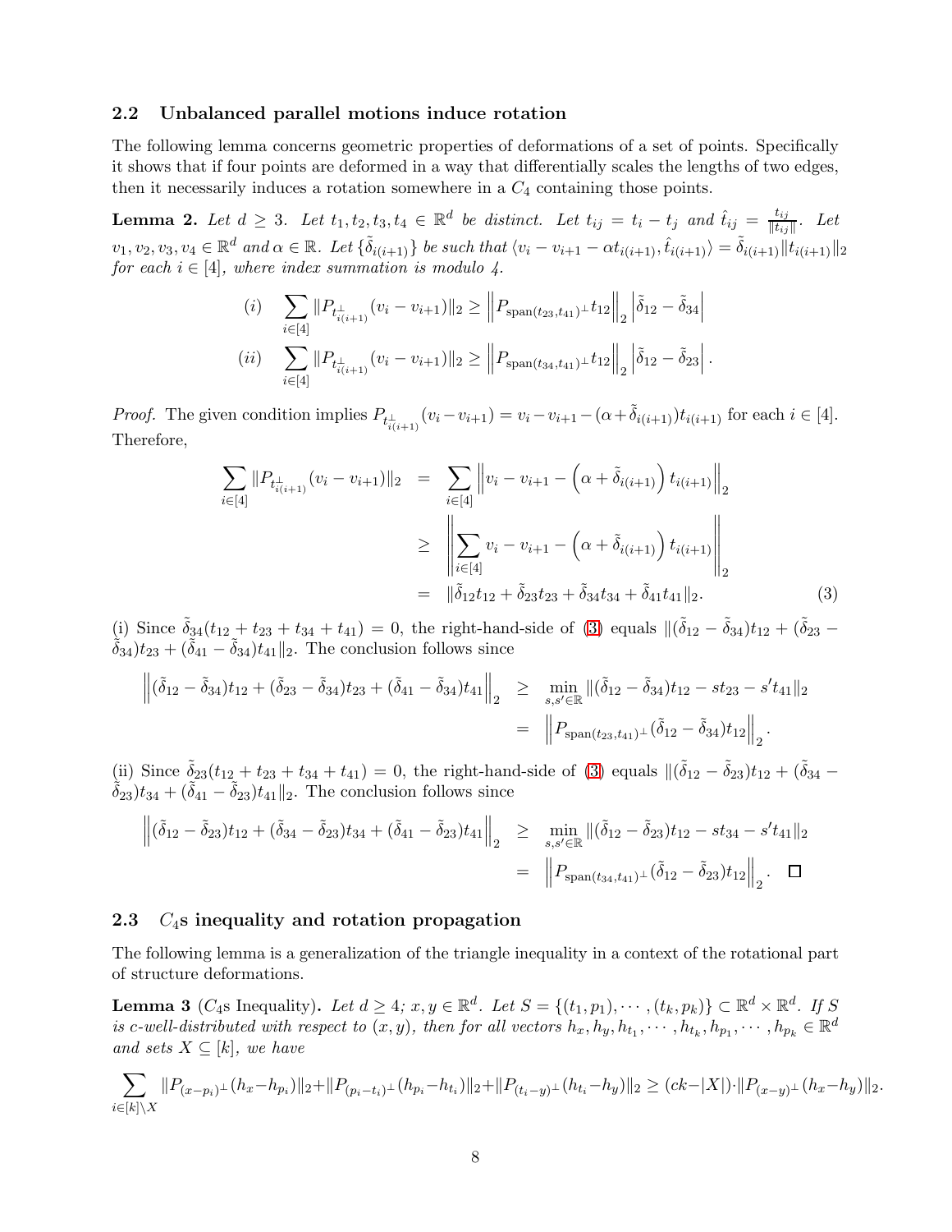### 2.2 Unbalanced parallel motions induce rotation

The following lemma concerns geometric properties of deformations of a set of points. Specifically it shows that if four points are deformed in a way that differentially scales the lengths of two edges, then it necessarily induces a rotation somewhere in a $C_4$ containing those points.

**Lemma 2.** *Let $d \geq 3$. Let $t_1, t_2, t_3, t_4 \in \mathbb{R}^d$ be distinct. Let $t_{ij} = t_i - t_j$ and $\hat{t}_{ij} = \frac{t_{ij}}{\|t_{ij}\|}$. Let $v_1, v_2, v_3, v_4 \in \mathbb{R}^d$ and $\alpha \in \mathbb{R}$. Let $\{\tilde{\delta}_{i(i+1)}\}$ be such that $\langle v_i - v_{i+1} - \alpha t_{i(i+1)}, \hat{t}_{i(i+1)} \rangle = \tilde{\delta}_{i(i+1)} \|t_{i(i+1)}\|_2$ for each $i \in [4]$, where index summation is modulo 4.*

$$(i) \quad \sum_{i\in[4]} \|P_{t^{\perp}_{i(i+1)}}(v_i - v_{i+1})\|_2 \geq \left\|P_{\mathrm{span}(t_{23},t_{41})^{\perp}} t_{12}\right\|_2 \left|\tilde{\delta}_{12} - \tilde{\delta}_{34}\right|$$

$$(ii) \quad \sum_{i\in[4]} \|P_{t^{\perp}_{i(i+1)}}(v_i - v_{i+1})\|_2 \geq \left\|P_{\mathrm{span}(t_{34},t_{41})^{\perp}} t_{12}\right\|_2 \left|\tilde{\delta}_{12} - \tilde{\delta}_{23}\right|.$$

*Proof.* The given condition implies $P_{t^{\perp}_{i(i+1)}}(v_i - v_{i+1}) = v_i - v_{i+1} - (\alpha + \tilde{\delta}_{i(i+1)}) t_{i(i+1)}$ for each $i \in [4]$. Therefore,

$$\begin{aligned}
\sum_{i\in[4]} \|P_{t^{\perp}_{i(i+1)}}(v_i - v_{i+1})\|_2 &= \sum_{i\in[4]} \left\|v_i - v_{i+1} - \left(\alpha + \tilde{\delta}_{i(i+1)}\right) t_{i(i+1)}\right\|_2 \\
&\geq \left\|\sum_{i\in[4]} v_i - v_{i+1} - \left(\alpha + \tilde{\delta}_{i(i+1)}\right) t_{i(i+1)}\right\|_2 \\
&= \|\tilde{\delta}_{12} t_{12} + \tilde{\delta}_{23} t_{23} + \tilde{\delta}_{34} t_{34} + \tilde{\delta}_{41} t_{41}\|_2. \qquad (3)
\end{aligned}$$

(i) Since $\tilde{\delta}_{34}(t_{12} + t_{23} + t_{34} + t_{41}) = 0$, the right-hand-side of (3) equals $\|(\tilde{\delta}_{12} - \tilde{\delta}_{34}) t_{12} + (\tilde{\delta}_{23} - \tilde{\delta}_{34}) t_{23} + (\tilde{\delta}_{41} - \tilde{\delta}_{34}) t_{41}\|_2$. The conclusion follows since

$$\begin{aligned}
\left\|(\tilde{\delta}_{12} - \tilde{\delta}_{34}) t_{12} + (\tilde{\delta}_{23} - \tilde{\delta}_{34}) t_{23} + (\tilde{\delta}_{41} - \tilde{\delta}_{34}) t_{41}\right\|_2 &\geq \min_{s,s' \in \mathbb{R}} \|(\tilde{\delta}_{12} - \tilde{\delta}_{34}) t_{12} - s t_{23} - s' t_{41}\|_2 \\
&= \left\|P_{\mathrm{span}(t_{23},t_{41})^{\perp}} (\tilde{\delta}_{12} - \tilde{\delta}_{34}) t_{12}\right\|_2.
\end{aligned}$$

(ii) Since $\tilde{\delta}_{23}(t_{12} + t_{23} + t_{34} + t_{41}) = 0$, the right-hand-side of (3) equals $\|(\tilde{\delta}_{12} - \tilde{\delta}_{23}) t_{12} + (\tilde{\delta}_{34} - \tilde{\delta}_{23}) t_{34} + (\tilde{\delta}_{41} - \tilde{\delta}_{23}) t_{41}\|_2$. The conclusion follows since

$$\begin{aligned}
\left\|(\tilde{\delta}_{12} - \tilde{\delta}_{23}) t_{12} + (\tilde{\delta}_{34} - \tilde{\delta}_{23}) t_{34} + (\tilde{\delta}_{41} - \tilde{\delta}_{23}) t_{41}\right\|_2 &\geq \min_{s,s' \in \mathbb{R}} \|(\tilde{\delta}_{12} - \tilde{\delta}_{23}) t_{12} - s t_{34} - s' t_{41}\|_2 \\
&= \left\|P_{\mathrm{span}(t_{34},t_{41})^{\perp}} (\tilde{\delta}_{12} - \tilde{\delta}_{23}) t_{12}\right\|_2. \quad \square
\end{aligned}$$

### 2.3 $C_4$s inequality and rotation propagation

The following lemma is a generalization of the triangle inequality in a context of the rotational part of structure deformations.

**Lemma 3** ($C_4$s Inequality)**.** *Let $d \geq 4$; $x, y \in \mathbb{R}^d$. Let $S = \{(t_1, p_1), \cdots, (t_k, p_k)\} \subset \mathbb{R}^d \times \mathbb{R}^d$. If $S$ is $c$-well-distributed with respect to $(x, y)$, then for all vectors $h_x, h_y, h_{t_1}, \cdots, h_{t_k}, h_{p_1}, \cdots, h_{p_k} \in \mathbb{R}^d$ and sets $X \subseteq [k]$, we have*

$$\sum_{i\in[k]\setminus X} \|P_{(x-p_i)^{\perp}}(h_x - h_{p_i})\|_2 + \|P_{(p_i-t_i)^{\perp}}(h_{p_i} - h_{t_i})\|_2 + \|P_{(t_i-y)^{\perp}}(h_{t_i} - h_y)\|_2 \geq (ck - |X|) \cdot \|P_{(x-y)^{\perp}}(h_x - h_y)\|_2.$$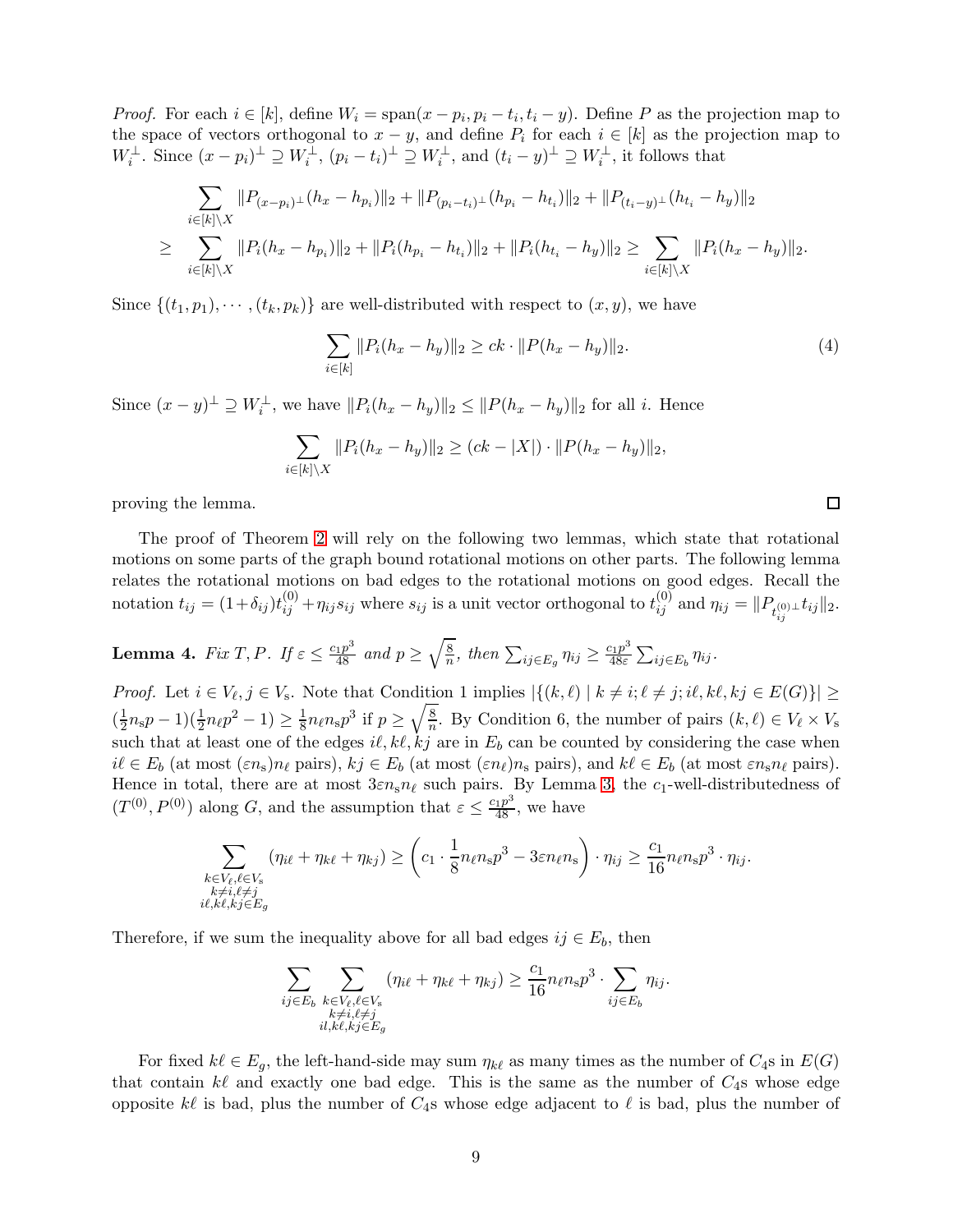*Proof.* For each $i \in [k]$, define $W_i = \text{span}(x - p_i, p_i - t_i, t_i - y)$. Define $P$ as the projection map to the space of vectors orthogonal to $x - y$, and define $P_i$ for each $i \in [k]$ as the projection map to $W_i^\perp$. Since $(x - p_i)^\perp \supseteq W_i^\perp$, $(p_i - t_i)^\perp \supseteq W_i^\perp$, and $(t_i - y)^\perp \supseteq W_i^\perp$, it follows that

$$
\begin{aligned}
&\sum_{i \in [k] \setminus X} \|P_{(x-p_i)^\perp}(h_x - h_{p_i})\|_2 + \|P_{(p_i - t_i)^\perp}(h_{p_i} - h_{t_i})\|_2 + \|P_{(t_i - y)^\perp}(h_{t_i} - h_y)\|_2 \\
\geq\ &\sum_{i \in [k] \setminus X} \|P_i(h_x - h_{p_i})\|_2 + \|P_i(h_{p_i} - h_{t_i})\|_2 + \|P_i(h_{t_i} - h_y)\|_2 \geq \sum_{i \in [k] \setminus X} \|P_i(h_x - h_y)\|_2.
\end{aligned}
$$

Since $\{(t_1, p_1), \cdots, (t_k, p_k)\}$ are well-distributed with respect to $(x, y)$, we have

$$
\sum_{i \in [k]} \|P_i(h_x - h_y)\|_2 \geq ck \cdot \|P(h_x - h_y)\|_2. \tag{4}
$$

Since $(x - y)^\perp \supseteq W_i^\perp$, we have $\|P_i(h_x - h_y)\|_2 \leq \|P(h_x - h_y)\|_2$ for all $i$. Hence

$$
\sum_{i \in [k] \setminus X} \|P_i(h_x - h_y)\|_2 \geq (ck - |X|) \cdot \|P(h_x - h_y)\|_2,
$$

proving the lemma. ∎

The proof of Theorem 2 will rely on the following two lemmas, which state that rotational motions on some parts of the graph bound rotational motions on other parts. The following lemma relates the rotational motions on bad edges to the rotational motions on good edges. Recall the notation $t_{ij} = (1+\delta_{ij})t_{ij}^{(0)} + \eta_{ij}s_{ij}$ where $s_{ij}$ is a unit vector orthogonal to $t_{ij}^{(0)}$ and $\eta_{ij} = \|P_{t_{ij}^{(0)\perp}} t_{ij}\|_2$.

**Lemma 4.** *Fix $T, P$. If $\varepsilon \leq \frac{c_1 p^3}{48}$ and $p \geq \sqrt{\frac{8}{n}}$, then $\sum_{ij \in E_g} \eta_{ij} \geq \frac{c_1 p^3}{48\varepsilon} \sum_{ij \in E_b} \eta_{ij}$.*

*Proof.* Let $i \in V_\ell, j \in V_\text{s}$. Note that Condition 1 implies $|\{(k, \ell) \mid k \neq i; \ell \neq j; i\ell, k\ell, kj \in E(G)\}| \geq (\frac{1}{2}n_\text{s}p - 1)(\frac{1}{2}n_\ell p^2 - 1) \geq \frac{1}{8}n_\ell n_\text{s} p^3$ if $p \geq \sqrt{\frac{8}{n}}$. By Condition 6, the number of pairs $(k, \ell) \in V_\ell \times V_\text{s}$ such that at least one of the edges $i\ell, k\ell, kj$ are in $E_b$ can be counted by considering the case when $i\ell \in E_b$ (at most $(\varepsilon n_\text{s})n_\ell$ pairs), $kj \in E_b$ (at most $(\varepsilon n_\ell)n_\text{s}$ pairs), and $k\ell \in E_b$ (at most $\varepsilon n_\text{s} n_\ell$ pairs). Hence in total, there are at most $3\varepsilon n_\text{s} n_\ell$ such pairs. By Lemma 3, the $c_1$-well-distributedness of $(T^{(0)}, P^{(0)})$ along $G$, and the assumption that $\varepsilon \leq \frac{c_1 p^3}{48}$, we have

$$
\sum_{\substack{k \in V_\ell, \ell \in V_\text{s} \\ k \neq i, \ell \neq j \\ i\ell, k\ell, kj \in E_g}} (\eta_{i\ell} + \eta_{k\ell} + \eta_{kj}) \geq \left(c_1 \cdot \frac{1}{8}n_\ell n_\text{s} p^3 - 3\varepsilon n_\ell n_\text{s}\right) \cdot \eta_{ij} \geq \frac{c_1}{16} n_\ell n_\text{s} p^3 \cdot \eta_{ij}.
$$

Therefore, if we sum the inequality above for all bad edges $ij \in E_b$, then

$$
\sum_{ij \in E_b} \sum_{\substack{k \in V_\ell, \ell \in V_\text{s} \\ k \neq i, \ell \neq j \\ i\ell, k\ell, kj \in E_g}} (\eta_{i\ell} + \eta_{k\ell} + \eta_{kj}) \geq \frac{c_1}{16} n_\ell n_\text{s} p^3 \cdot \sum_{ij \in E_b} \eta_{ij}.
$$

For fixed $k\ell \in E_g$, the left-hand-side may sum $\eta_{k\ell}$ as many times as the number of $C_4$s in $E(G)$ that contain $k\ell$ and exactly one bad edge. This is the same as the number of $C_4$s whose edge opposite $k\ell$ is bad, plus the number of $C_4$s whose edge adjacent to $\ell$ is bad, plus the number of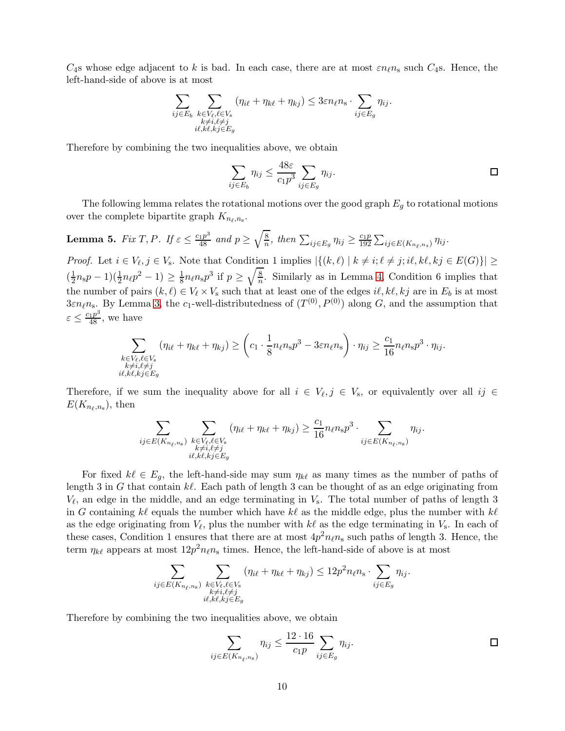$C_4$s whose edge adjacent to $k$ is bad. In each case, there are at most $\varepsilon n_\ell n_\mathrm{s}$ such $C_4$s. Hence, the left-hand-side of above is at most

$$\sum_{ij\in E_b} \sum_{\substack{k\in V_\ell,\ell\in V_\mathrm{s}\\ k\neq i,\ell\neq j\\ i\ell,k\ell,kj\in E_g}} (\eta_{i\ell}+\eta_{k\ell}+\eta_{kj}) \leq 3\varepsilon n_\ell n_\mathrm{s}\cdot \sum_{ij\in E_g}\eta_{ij}.$$

Therefore by combining the two inequalities above, we obtain

$$\sum_{ij\in E_b}\eta_{ij} \leq \frac{48\varepsilon}{c_1p^3}\sum_{ij\in E_g}\eta_{ij}.$$

□

The following lemma relates the rotational motions over the good graph $E_g$ to rotational motions over the complete bipartite graph $K_{n_\ell,n_\mathrm{s}}$.

**Lemma 5.** *Fix $T, P$. If $\varepsilon \leq \frac{c_1p^3}{48}$ and $p \geq \sqrt{\frac{8}{n}}$, then $\sum_{ij\in E_g}\eta_{ij} \geq \frac{c_1p}{192}\sum_{ij\in E(K_{n_\ell,n_s})}\eta_{ij}$.*

*Proof.* Let $i\in V_\ell, j\in V_\mathrm{s}$. Note that Condition 1 implies $|\{(k,\ell)\mid k\neq i;\ell\neq j; i\ell,k\ell,kj\in E(G)\}| \geq (\frac{1}{2}n_\mathrm{s}p-1)(\frac{1}{2}n_\ell p^2-1) \geq \frac{1}{8}n_\ell n_\mathrm{s}p^3$ if $p\geq\sqrt{\frac{8}{n}}$. Similarly as in Lemma 4, Condition 6 implies that the number of pairs $(k,\ell)\in V_\ell\times V_\mathrm{s}$ such that at least one of the edges $i\ell,k\ell,kj$ are in $E_b$ is at most $3\varepsilon n_\ell n_\mathrm{s}$. By Lemma 3, the $c_1$-well-distributedness of $(T^{(0)},P^{(0)})$ along $G$, and the assumption that $\varepsilon\leq\frac{c_1p^3}{48}$, we have

$$\sum_{\substack{k\in V_\ell,\ell\in V_\mathrm{s}\\ k\neq i,\ell\neq j\\ i\ell,k\ell,kj\in E_g}} (\eta_{i\ell}+\eta_{k\ell}+\eta_{kj}) \geq \left(c_1\cdot\frac{1}{8}n_\ell n_\mathrm{s}p^3 - 3\varepsilon n_\ell n_\mathrm{s}\right)\cdot\eta_{ij} \geq \frac{c_1}{16}n_\ell n_\mathrm{s}p^3\cdot\eta_{ij}.$$

Therefore, if we sum the inequality above for all $i\in V_\ell, j\in V_\mathrm{s}$, or equivalently over all $ij\in E(K_{n_\ell,n_\mathrm{s}})$, then

$$\sum_{ij\in E(K_{n_\ell,n_\mathrm{s}})} \sum_{\substack{k\in V_\ell,\ell\in V_\mathrm{s}\\ k\neq i,\ell\neq j\\ i\ell,k\ell,kj\in E_g}} (\eta_{i\ell}+\eta_{k\ell}+\eta_{kj}) \geq \frac{c_1}{16}n_\ell n_\mathrm{s}p^3\cdot\sum_{ij\in E(K_{n_\ell,n_\mathrm{s}})}\eta_{ij}.$$

For fixed $k\ell\in E_g$, the left-hand-side may sum $\eta_{k\ell}$ as many times as the number of paths of length 3 in $G$ that contain $k\ell$. Each path of length 3 can be thought of as an edge originating from $V_\ell$, an edge in the middle, and an edge terminating in $V_\mathrm{s}$. The total number of paths of length 3 in $G$ containing $k\ell$ equals the number which have $k\ell$ as the middle edge, plus the number with $k\ell$ as the edge originating from $V_\ell$, plus the number with $k\ell$ as the edge terminating in $V_\mathrm{s}$. In each of these cases, Condition 1 ensures that there are at most $4p^2n_\ell n_\mathrm{s}$ such paths of length 3. Hence, the term $\eta_{k\ell}$ appears at most $12p^2n_\ell n_\mathrm{s}$ times. Hence, the left-hand-side of above is at most

$$\sum_{ij\in E(K_{n_\ell,n_\mathrm{s}})} \sum_{\substack{k\in V_\ell,\ell\in V_\mathrm{s}\\ k\neq i,\ell\neq j\\ i\ell,k\ell,kj\in E_g}} (\eta_{i\ell}+\eta_{k\ell}+\eta_{kj}) \leq 12p^2n_\ell n_\mathrm{s}\cdot\sum_{ij\in E_g}\eta_{ij}.$$

Therefore by combining the two inequalities above, we obtain

$$\sum_{ij\in E(K_{n_\ell,n_\mathrm{s}})}\eta_{ij} \leq \frac{12\cdot 16}{c_1p}\sum_{ij\in E_g}\eta_{ij}.$$

□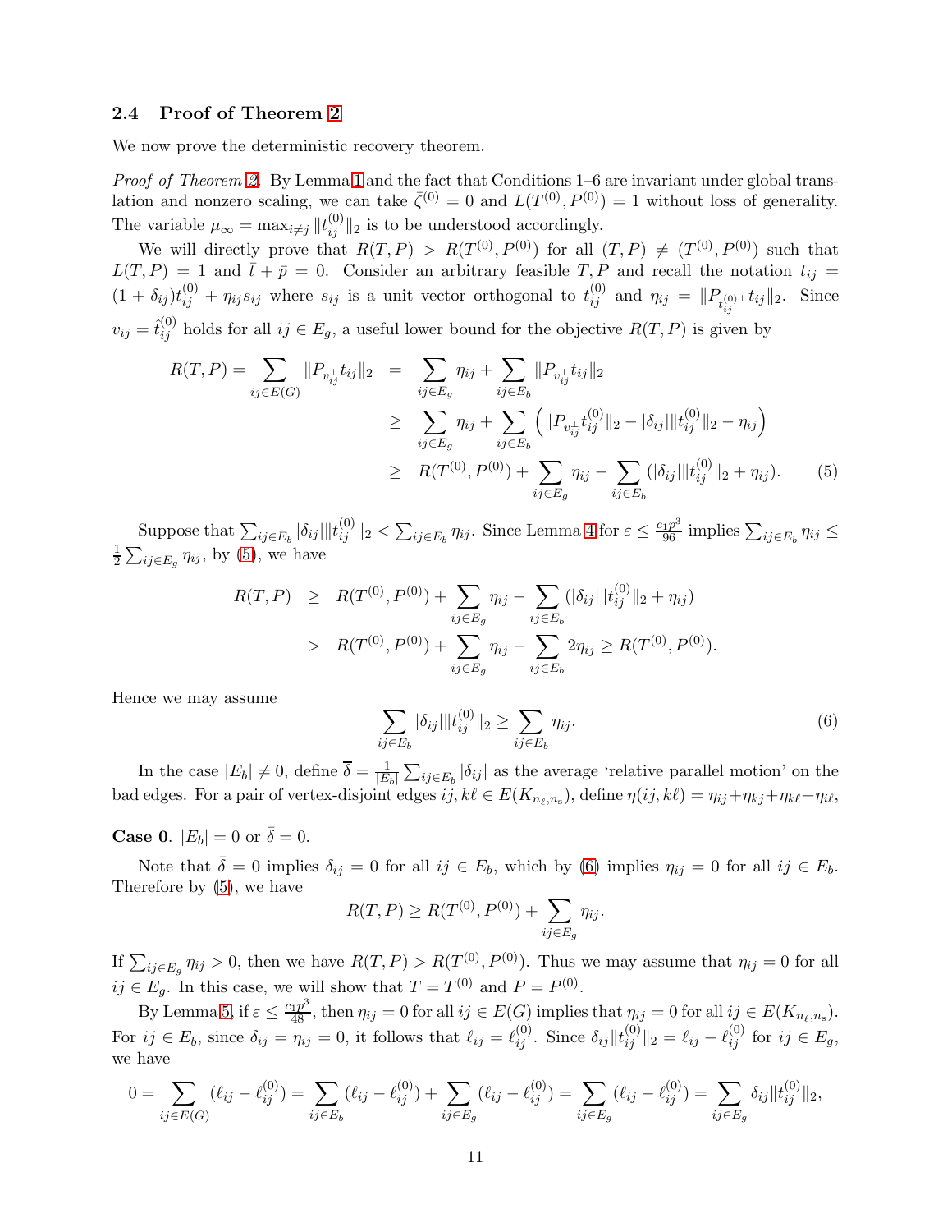### 2.4 Proof of Theorem 2

We now prove the deterministic recovery theorem.

*Proof of Theorem 2.* By Lemma 1 and the fact that Conditions 1–6 are invariant under global translation and nonzero scaling, we can take $\bar{\zeta}^{(0)} = 0$ and $L(T^{(0)}, P^{(0)}) = 1$ without loss of generality. The variable $\mu_\infty = \max_{i \neq j} \|t_{ij}^{(0)}\|_2$ is to be understood accordingly.

We will directly prove that $R(T, P) > R(T^{(0)}, P^{(0)})$ for all $(T, P) \neq (T^{(0)}, P^{(0)})$ such that $L(T, P) = 1$ and $\bar{t} + \bar{p} = 0$. Consider an arbitrary feasible $T, P$ and recall the notation $t_{ij} = (1 + \delta_{ij}) t_{ij}^{(0)} + \eta_{ij} s_{ij}$ where $s_{ij}$ is a unit vector orthogonal to $t_{ij}^{(0)}$ and $\eta_{ij} = \|P_{t_{ij}^{(0)\perp}} t_{ij}\|_2$. Since $v_{ij} = \hat{t}_{ij}^{(0)}$ holds for all $ij \in E_g$, a useful lower bound for the objective $R(T, P)$ is given by

$$
\begin{aligned}
R(T,P) = \sum_{ij \in E(G)} \|P_{v_{ij}^{\perp}} t_{ij}\|_2 &= \sum_{ij \in E_g} \eta_{ij} + \sum_{ij \in E_b} \|P_{v_{ij}^{\perp}} t_{ij}\|_2 \\
&\geq \sum_{ij \in E_g} \eta_{ij} + \sum_{ij \in E_b} \left( \|P_{v_{ij}^{\perp}} t_{ij}^{(0)}\|_2 - |\delta_{ij}| \|t_{ij}^{(0)}\|_2 - \eta_{ij} \right) \\
&\geq R(T^{(0)}, P^{(0)}) + \sum_{ij \in E_g} \eta_{ij} - \sum_{ij \in E_b} (|\delta_{ij}| \|t_{ij}^{(0)}\|_2 + \eta_{ij}). \qquad (5)
\end{aligned}
$$

Suppose that $\sum_{ij \in E_b} |\delta_{ij}| \|t_{ij}^{(0)}\|_2 < \sum_{ij \in E_b} \eta_{ij}$. Since Lemma 4 for $\varepsilon \leq \frac{c_1 p^3}{96}$ implies $\sum_{ij \in E_b} \eta_{ij} \leq \frac{1}{2} \sum_{ij \in E_g} \eta_{ij}$, by (5), we have

$$
\begin{aligned}
R(T,P) &\geq R(T^{(0)}, P^{(0)}) + \sum_{ij \in E_g} \eta_{ij} - \sum_{ij \in E_b} (|\delta_{ij}| \|t_{ij}^{(0)}\|_2 + \eta_{ij}) \\
&> R(T^{(0)}, P^{(0)}) + \sum_{ij \in E_g} \eta_{ij} - \sum_{ij \in E_b} 2\eta_{ij} \geq R(T^{(0)}, P^{(0)}).
\end{aligned}
$$

Hence we may assume

$$
\sum_{ij \in E_b} |\delta_{ij}| \|t_{ij}^{(0)}\|_2 \geq \sum_{ij \in E_b} \eta_{ij}. \qquad (6)
$$

In the case $|E_b| \neq 0$, define $\bar{\delta} = \frac{1}{|E_b|} \sum_{ij \in E_b} |\delta_{ij}|$ as the average 'relative parallel motion' on the bad edges. For a pair of vertex-disjoint edges $ij, k\ell \in E(K_{n_\ell, n_s})$, define $\eta(ij, k\ell) = \eta_{ij} + \eta_{kj} + \eta_{k\ell} + \eta_{i\ell}$,

**Case 0**. $|E_b| = 0$ or $\bar{\delta} = 0$.

Note that $\bar{\delta} = 0$ implies $\delta_{ij} = 0$ for all $ij \in E_b$, which by (6) implies $\eta_{ij} = 0$ for all $ij \in E_b$. Therefore by (5), we have

$$
R(T,P) \geq R(T^{(0)}, P^{(0)}) + \sum_{ij \in E_g} \eta_{ij}.
$$

If $\sum_{ij \in E_g} \eta_{ij} > 0$, then we have $R(T,P) > R(T^{(0)}, P^{(0)})$. Thus we may assume that $\eta_{ij} = 0$ for all $ij \in E_g$. In this case, we will show that $T = T^{(0)}$ and $P = P^{(0)}$.

By Lemma 5, if $\varepsilon \leq \frac{c_1 p^3}{48}$, then $\eta_{ij} = 0$ for all $ij \in E(G)$ implies that $\eta_{ij} = 0$ for all $ij \in E(K_{n_\ell, n_s})$. For $ij \in E_b$, since $\delta_{ij} = \eta_{ij} = 0$, it follows that $\ell_{ij} = \ell_{ij}^{(0)}$. Since $\delta_{ij} \|t_{ij}^{(0)}\|_2 = \ell_{ij} - \ell_{ij}^{(0)}$ for $ij \in E_g$, we have

$$
0 = \sum_{ij \in E(G)} (\ell_{ij} - \ell_{ij}^{(0)}) = \sum_{ij \in E_b} (\ell_{ij} - \ell_{ij}^{(0)}) + \sum_{ij \in E_g} (\ell_{ij} - \ell_{ij}^{(0)}) = \sum_{ij \in E_g} (\ell_{ij} - \ell_{ij}^{(0)}) = \sum_{ij \in E_g} \delta_{ij} \|t_{ij}^{(0)}\|_2,
$$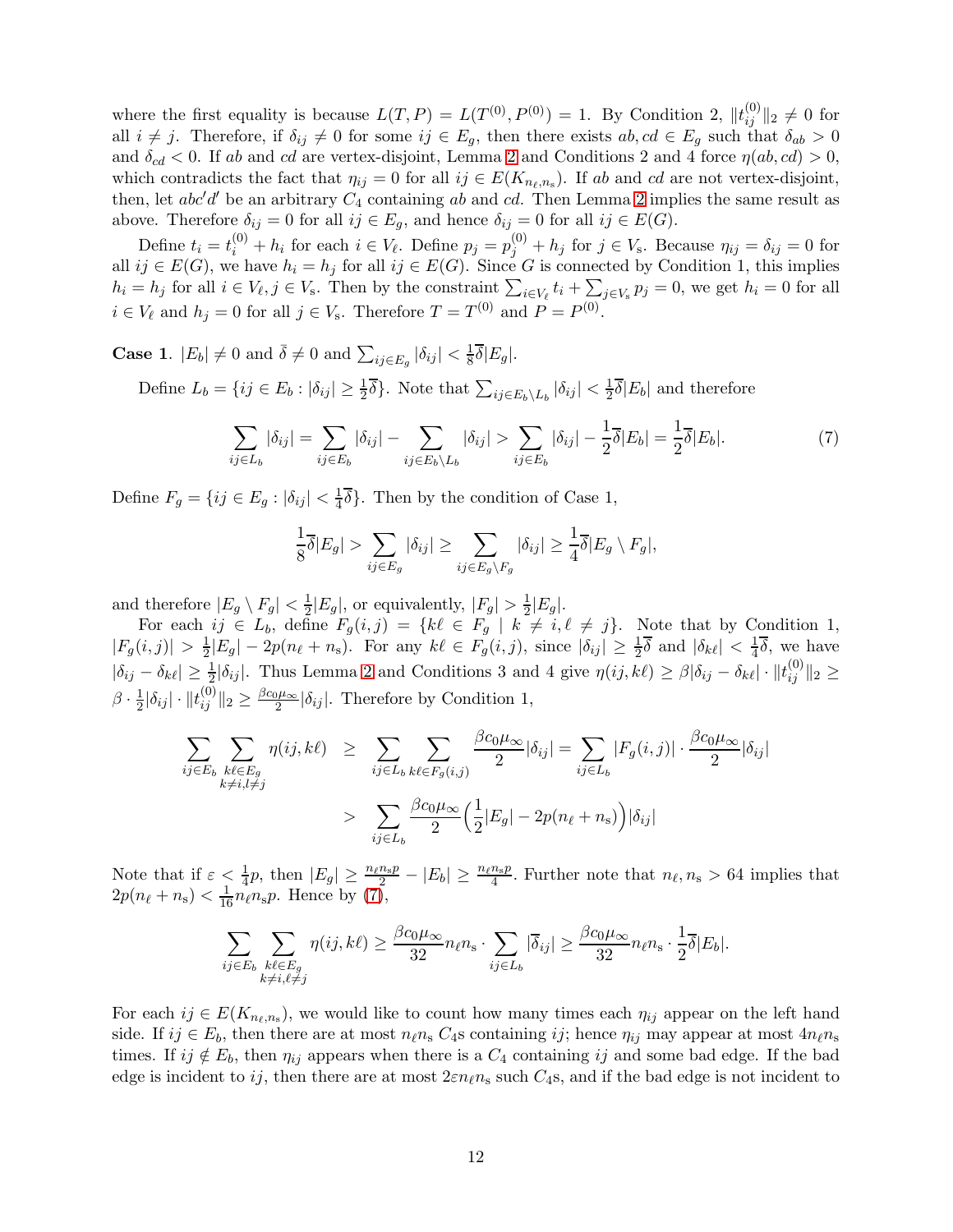where the first equality is because $L(T, P) = L(T^{(0)}, P^{(0)}) = 1$. By Condition 2, $\|t_{ij}^{(0)}\|_2 \neq 0$ for all $i \neq j$. Therefore, if $\delta_{ij} \neq 0$ for some $ij \in E_g$, then there exists $ab, cd \in E_g$ such that $\delta_{ab} > 0$ and $\delta_{cd} < 0$. If $ab$ and $cd$ are vertex-disjoint, Lemma 2 and Conditions 2 and 4 force $\eta(ab, cd) > 0$, which contradicts the fact that $\eta_{ij} = 0$ for all $ij \in E(K_{n_\ell, n_s})$. If $ab$ and $cd$ are not vertex-disjoint, then, let $abc'd'$ be an arbitrary $C_4$ containing $ab$ and $cd$. Then Lemma 2 implies the same result as above. Therefore $\delta_{ij} = 0$ for all $ij \in E_g$, and hence $\delta_{ij} = 0$ for all $ij \in E(G)$.

Define $t_i = t_i^{(0)} + h_i$ for each $i \in V_\ell$. Define $p_j = p_j^{(0)} + h_j$ for $j \in V_s$. Because $\eta_{ij} = \delta_{ij} = 0$ for all $ij \in E(G)$, we have $h_i = h_j$ for all $ij \in E(G)$. Since $G$ is connected by Condition 1, this implies $h_i = h_j$ for all $i \in V_\ell, j \in V_s$. Then by the constraint $\sum_{i \in V_\ell} t_i + \sum_{j \in V_s} p_j = 0$, we get $h_i = 0$ for all $i \in V_\ell$ and $h_j = 0$ for all $j \in V_s$. Therefore $T = T^{(0)}$ and $P = P^{(0)}$.

**Case 1**. $|E_b| \neq 0$ and $\bar{\delta} \neq 0$ and $\sum_{ij \in E_g} |\delta_{ij}| < \frac{1}{8}\overline{\delta}|E_g|$.

Define $L_b = \{ij \in E_b : |\delta_{ij}| \geq \frac{1}{2}\overline{\delta}\}$. Note that $\sum_{ij \in E_b \setminus L_b} |\delta_{ij}| < \frac{1}{2}\overline{\delta}|E_b|$ and therefore

$$\sum_{ij \in L_b} |\delta_{ij}| = \sum_{ij \in E_b} |\delta_{ij}| - \sum_{ij \in E_b \setminus L_b} |\delta_{ij}| > \sum_{ij \in E_b} |\delta_{ij}| - \frac{1}{2}\overline{\delta}|E_b| = \frac{1}{2}\overline{\delta}|E_b|. \tag{7}$$

Define $F_g = \{ij \in E_g : |\delta_{ij}| < \frac{1}{4}\overline{\delta}\}$. Then by the condition of Case 1,

$$\frac{1}{8}\overline{\delta}|E_g| > \sum_{ij \in E_g} |\delta_{ij}| \geq \sum_{ij \in E_g \setminus F_g} |\delta_{ij}| \geq \frac{1}{4}\overline{\delta}|E_g \setminus F_g|,$$

and therefore $|E_g \setminus F_g| < \frac{1}{2}|E_g|$, or equivalently, $|F_g| > \frac{1}{2}|E_g|$.

For each $ij \in L_b$, define $F_g(i,j) = \{k\ell \in F_g \mid k \neq i, \ell \neq j\}$. Note that by Condition 1, $|F_g(i,j)| > \frac{1}{2}|E_g| - 2p(n_\ell + n_s)$. For any $k\ell \in F_g(i,j)$, since $|\delta_{ij}| \geq \frac{1}{2}\overline{\delta}$ and $|\delta_{k\ell}| < \frac{1}{4}\overline{\delta}$, we have $|\delta_{ij} - \delta_{k\ell}| \geq \frac{1}{2}|\delta_{ij}|$. Thus Lemma 2 and Conditions 3 and 4 give $\eta(ij, k\ell) \geq \beta|\delta_{ij} - \delta_{k\ell}| \cdot \|t_{ij}^{(0)}\|_2 \geq \beta \cdot \frac{1}{2}|\delta_{ij}| \cdot \|t_{ij}^{(0)}\|_2 \geq \frac{\beta c_0 \mu_\infty}{2}|\delta_{ij}|$. Therefore by Condition 1,

$$\begin{aligned}
\sum_{ij \in E_b} \sum_{\substack{k\ell \in E_g \\ k \neq i, l \neq j}} \eta(ij, k\ell) \quad &\geq \quad \sum_{ij \in L_b} \sum_{k\ell \in F_g(i,j)} \frac{\beta c_0 \mu_\infty}{2}|\delta_{ij}| = \sum_{ij \in L_b} |F_g(i,j)| \cdot \frac{\beta c_0 \mu_\infty}{2}|\delta_{ij}| \\
&> \quad \sum_{ij \in L_b} \frac{\beta c_0 \mu_\infty}{2}\Big(\frac{1}{2}|E_g| - 2p(n_\ell + n_s)\Big)|\delta_{ij}|
\end{aligned}$$

Note that if $\varepsilon < \frac{1}{4}p$, then $|E_g| \geq \frac{n_\ell n_s p}{2} - |E_b| \geq \frac{n_\ell n_s p}{4}$. Further note that $n_\ell, n_s > 64$ implies that $2p(n_\ell + n_s) < \frac{1}{16}n_\ell n_s p$. Hence by (7),

$$\sum_{ij \in E_b} \sum_{\substack{k\ell \in E_g \\ k \neq i, \ell \neq j}} \eta(ij, k\ell) \geq \frac{\beta c_0 \mu_\infty}{32} n_\ell n_s \cdot \sum_{ij \in L_b} |\overline{\delta}_{ij}| \geq \frac{\beta c_0 \mu_\infty}{32} n_\ell n_s \cdot \frac{1}{2}\overline{\delta}|E_b|.$$

For each $ij \in E(K_{n_\ell, n_s})$, we would like to count how many times each $\eta_{ij}$ appear on the left hand side. If $ij \in E_b$, then there are at most $n_\ell n_s$ $C_4$s containing $ij$; hence $\eta_{ij}$ may appear at most $4n_\ell n_s$ times. If $ij \notin E_b$, then $\eta_{ij}$ appears when there is a $C_4$ containing $ij$ and some bad edge. If the bad edge is incident to $ij$, then there are at most $2\varepsilon n_\ell n_s$ such $C_4$s, and if the bad edge is not incident to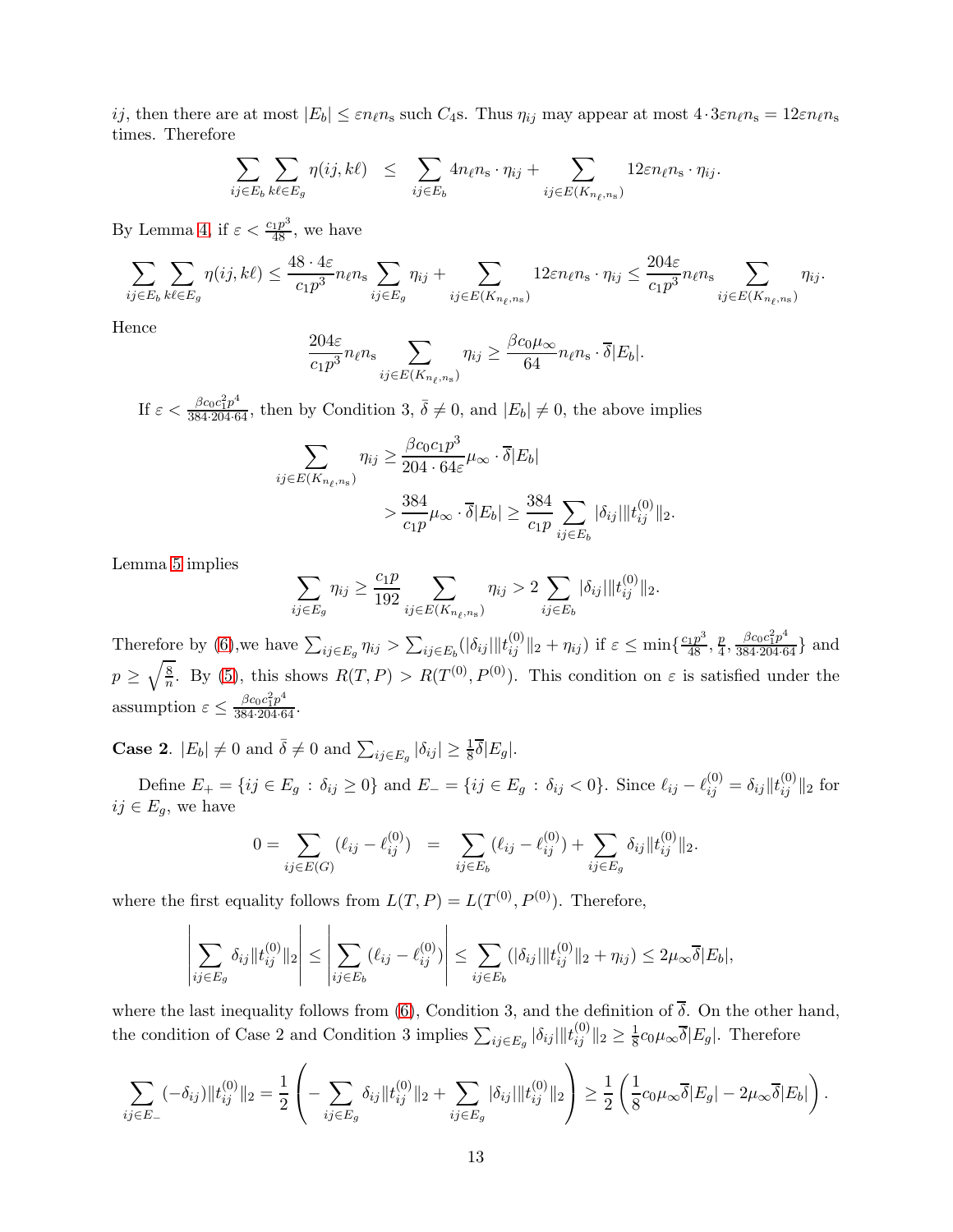$ij$, then there are at most $|E_b| \leq \varepsilon n_\ell n_s$ such $C_4$s. Thus $\eta_{ij}$ may appear at most $4 \cdot 3\varepsilon n_\ell n_s = 12\varepsilon n_\ell n_s$ times. Therefore

$$\sum_{ij\in E_b}\sum_{k\ell\in E_g}\eta(ij,k\ell) \;\;\leq\;\; \sum_{ij\in E_b} 4n_\ell n_s\cdot\eta_{ij} + \sum_{ij\in E(K_{n_\ell,n_s})} 12\varepsilon n_\ell n_s\cdot\eta_{ij}.$$

By Lemma 4, if $\varepsilon < \frac{c_1 p^3}{48}$, we have

$$\sum_{ij\in E_b}\sum_{k\ell\in E_g}\eta(ij,k\ell) \leq \frac{48\cdot 4\varepsilon}{c_1 p^3} n_\ell n_s \sum_{ij\in E_g}\eta_{ij} + \sum_{ij\in E(K_{n_\ell,n_s})} 12\varepsilon n_\ell n_s\cdot\eta_{ij} \leq \frac{204\varepsilon}{c_1p^3} n_\ell n_s \sum_{ij\in E(K_{n_\ell,n_s})}\eta_{ij}.$$

Hence

$$\frac{204\varepsilon}{c_1p^3} n_\ell n_s \sum_{ij\in E(K_{n_\ell,n_s})}\eta_{ij} \geq \frac{\beta c_0 \mu_\infty}{64} n_\ell n_s\cdot\overline{\delta}|E_b|.$$

If $\varepsilon < \frac{\beta c_0 c_1^2 p^4}{384\cdot 204\cdot 64}$, then by Condition 3, $\bar\delta \neq 0$, and $|E_b| \neq 0$, the above implies

$$\begin{aligned}\sum_{ij\in E(K_{n_\ell,n_s})}\eta_{ij} &\geq \frac{\beta c_0 c_1 p^3}{204\cdot 64\varepsilon}\mu_\infty\cdot\overline{\delta}|E_b| \\ &> \frac{384}{c_1 p}\mu_\infty\cdot\overline{\delta}|E_b| \geq \frac{384}{c_1p}\sum_{ij\in E_b}|\delta_{ij}|\|t_{ij}^{(0)}\|_2.\end{aligned}$$

Lemma 5 implies

$$\sum_{ij\in E_g}\eta_{ij} \geq \frac{c_1 p}{192}\sum_{ij\in E(K_{n_\ell,n_s})}\eta_{ij} > 2\sum_{ij\in E_b}|\delta_{ij}|\|t_{ij}^{(0)}\|_2.$$

Therefore by (6),we have $\sum_{ij\in E_g}\eta_{ij} > \sum_{ij\in E_b}(|\delta_{ij}|\|t_{ij}^{(0)}\|_2 + \eta_{ij})$ if $\varepsilon \leq \min\{\frac{c_1p^3}{48}, \frac{p}{4}, \frac{\beta c_0 c_1^2 p^4}{384\cdot 204\cdot 64}\}$ and $p \geq \sqrt{\frac{8}{n}}$. By (5), this shows $R(T,P) > R(T^{(0)},P^{(0)})$. This condition on $\varepsilon$ is satisfied under the assumption $\varepsilon \leq \frac{\beta c_0 c_1^2 p^4}{384\cdot 204\cdot 64}$.

**Case 2**. $|E_b| \neq 0$ and $\bar\delta \neq 0$ and $\sum_{ij\in E_g}|\delta_{ij}| \geq \frac{1}{8}\overline{\delta}|E_g|$.

Define $E_+ = \{ij \in E_g : \delta_{ij} \geq 0\}$ and $E_- = \{ij \in E_g : \delta_{ij} < 0\}$. Since $\ell_{ij} - \ell_{ij}^{(0)} = \delta_{ij}\|t_{ij}^{(0)}\|_2$ for $ij \in E_g$, we have

$$0 = \sum_{ij\in E(G)}(\ell_{ij} - \ell_{ij}^{(0)}) \;\;=\;\; \sum_{ij\in E_b}(\ell_{ij} - \ell_{ij}^{(0)}) + \sum_{ij\in E_g}\delta_{ij}\|t_{ij}^{(0)}\|_2.$$

where the first equality follows from $L(T,P) = L(T^{(0)},P^{(0)})$. Therefore,

$$\left|\sum_{ij\in E_g}\delta_{ij}\|t_{ij}^{(0)}\|_2\right| \leq \left|\sum_{ij\in E_b}(\ell_{ij} - \ell_{ij}^{(0)})\right| \leq \sum_{ij\in E_b}(|\delta_{ij}|\|t_{ij}^{(0)}\|_2 + \eta_{ij}) \leq 2\mu_\infty\overline{\delta}|E_b|,$$

where the last inequality follows from (6), Condition 3, and the definition of $\overline{\delta}$. On the other hand, the condition of Case 2 and Condition 3 implies $\sum_{ij\in E_g}|\delta_{ij}|\|t_{ij}^{(0)}\|_2 \geq \frac{1}{8}c_0\mu_\infty\overline{\delta}|E_g|$. Therefore

$$\sum_{ij\in E_-}(-\delta_{ij})\|t_{ij}^{(0)}\|_2 = \frac{1}{2}\left(-\sum_{ij\in E_g}\delta_{ij}\|t_{ij}^{(0)}\|_2 + \sum_{ij\in E_g}|\delta_{ij}|\|t_{ij}^{(0)}\|_2\right) \geq \frac{1}{2}\left(\frac{1}{8}c_0\mu_\infty\overline{\delta}|E_g| - 2\mu_\infty\overline{\delta}|E_b|\right).$$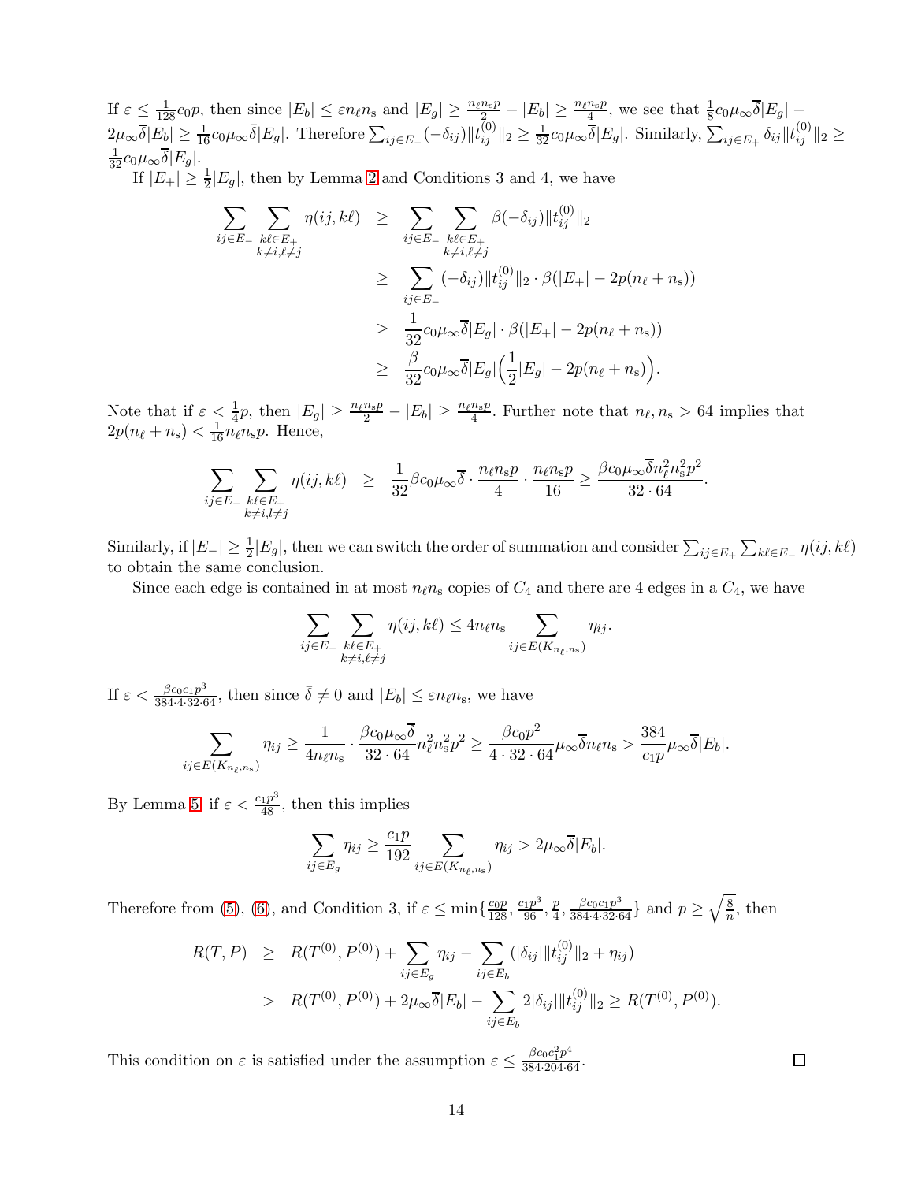If $\varepsilon \leq \frac{1}{128}c_0 p$, then since $|E_b| \leq \varepsilon n_\ell n_\mathrm{s}$ and $|E_g| \geq \frac{n_\ell n_\mathrm{s} p}{2} - |E_b| \geq \frac{n_\ell n_\mathrm{s} p}{4}$, we see that $\frac{1}{8}c_0\mu_\infty\overline{\delta}|E_g| - 2\mu_\infty\overline{\delta}|E_b| \geq \frac{1}{16}c_0\mu_\infty\bar{\delta}|E_g|$. Therefore $\sum_{ij\in E_-}(-\delta_{ij})\|t_{ij}^{(0)}\|_2 \geq \frac{1}{32}c_0\mu_\infty\overline{\delta}|E_g|$. Similarly, $\sum_{ij\in E_+}\delta_{ij}\|t_{ij}^{(0)}\|_2 \geq \frac{1}{32}c_0\mu_\infty\overline{\delta}|E_g|$.

If $|E_+| \geq \frac{1}{2}|E_g|$, then by Lemma 2 and Conditions 3 and 4, we have

$$
\begin{aligned}
\sum_{ij\in E_-}\sum_{\substack{k\ell\in E_+\\ k\neq i,\ell\neq j}}\eta(ij,k\ell) &\geq \sum_{ij\in E_-}\sum_{\substack{k\ell\in E_+\\ k\neq i,\ell\neq j}}\beta(-\delta_{ij})\|t_{ij}^{(0)}\|_2 \\
&\geq \sum_{ij\in E_-}(-\delta_{ij})\|t_{ij}^{(0)}\|_2\cdot\beta(|E_+| - 2p(n_\ell + n_\mathrm{s})) \\
&\geq \frac{1}{32}c_0\mu_\infty\overline{\delta}|E_g|\cdot\beta(|E_+| - 2p(n_\ell + n_\mathrm{s})) \\
&\geq \frac{\beta}{32}c_0\mu_\infty\overline{\delta}|E_g|\Big(\frac{1}{2}|E_g| - 2p(n_\ell + n_\mathrm{s})\Big).
\end{aligned}
$$

Note that if $\varepsilon < \frac{1}{4}p$, then $|E_g| \geq \frac{n_\ell n_\mathrm{s} p}{2} - |E_b| \geq \frac{n_\ell n_\mathrm{s} p}{4}$. Further note that $n_\ell, n_\mathrm{s} > 64$ implies that $2p(n_\ell + n_\mathrm{s}) < \frac{1}{16}n_\ell n_\mathrm{s} p$. Hence,

$$
\sum_{ij\in E_-}\sum_{\substack{k\ell\in E_+\\ k\neq i,l\neq j}}\eta(ij,k\ell) \geq \frac{1}{32}\beta c_0\mu_\infty\overline{\delta}\cdot\frac{n_\ell n_\mathrm{s} p}{4}\cdot\frac{n_\ell n_\mathrm{s} p}{16} \geq \frac{\beta c_0\mu_\infty\overline{\delta} n_\ell^2 n_\mathrm{s}^2 p^2}{32\cdot 64}.
$$

Similarly, if $|E_-| \geq \frac{1}{2}|E_g|$, then we can switch the order of summation and consider $\sum_{ij\in E_+}\sum_{k\ell\in E_-}\eta(ij,k\ell)$ to obtain the same conclusion.

Since each edge is contained in at most $n_\ell n_\mathrm{s}$ copies of $C_4$ and there are 4 edges in a $C_4$, we have

$$
\sum_{ij\in E_-}\sum_{\substack{k\ell\in E_+\\ k\neq i,\ell\neq j}}\eta(ij,k\ell) \leq 4n_\ell n_\mathrm{s}\sum_{ij\in E(K_{n_\ell,n_\mathrm{s}})}\eta_{ij}.
$$

If $\varepsilon < \frac{\beta c_0 c_1 p^3}{384\cdot 4\cdot 32\cdot 64}$, then since $\bar{\delta} \neq 0$ and $|E_b| \leq \varepsilon n_\ell n_\mathrm{s}$, we have

$$
\sum_{ij\in E(K_{n_\ell,n_\mathrm{s}})}\eta_{ij} \geq \frac{1}{4n_\ell n_\mathrm{s}}\cdot\frac{\beta c_0\mu_\infty\overline{\delta}}{32\cdot 64}n_\ell^2 n_\mathrm{s}^2 p^2 \geq \frac{\beta c_0 p^2}{4\cdot 32\cdot 64}\mu_\infty\overline{\delta} n_\ell n_\mathrm{s} > \frac{384}{c_1 p}\mu_\infty\overline{\delta}|E_b|.
$$

By Lemma 5, if $\varepsilon < \frac{c_1 p^3}{48}$, then this implies

$$
\sum_{ij\in E_g}\eta_{ij} \geq \frac{c_1 p}{192}\sum_{ij\in E(K_{n_\ell,n_\mathrm{s}})}\eta_{ij} > 2\mu_\infty\overline{\delta}|E_b|.
$$

Therefore from (5), (6), and Condition 3, if $\varepsilon \leq \min\{\frac{c_0 p}{128}, \frac{c_1 p^3}{96}, \frac{p}{4}, \frac{\beta c_0 c_1 p^3}{384\cdot 4\cdot 32\cdot 64}\}$ and $p \geq \sqrt{\frac{8}{n}}$, then

$$
\begin{aligned}
R(T,P) &\geq R(T^{(0)},P^{(0)}) + \sum_{ij\in E_g}\eta_{ij} - \sum_{ij\in E_b}(|\delta_{ij}|\|t_{ij}^{(0)}\|_2 + \eta_{ij}) \\
&> R(T^{(0)},P^{(0)}) + 2\mu_\infty\overline{\delta}|E_b| - \sum_{ij\in E_b}2|\delta_{ij}|\|t_{ij}^{(0)}\|_2 \geq R(T^{(0)},P^{(0)}).
\end{aligned}
$$

This condition on $\varepsilon$ is satisfied under the assumption $\varepsilon \leq \frac{\beta c_0 c_1^2 p^4}{384\cdot 204\cdot 64}$. $\square$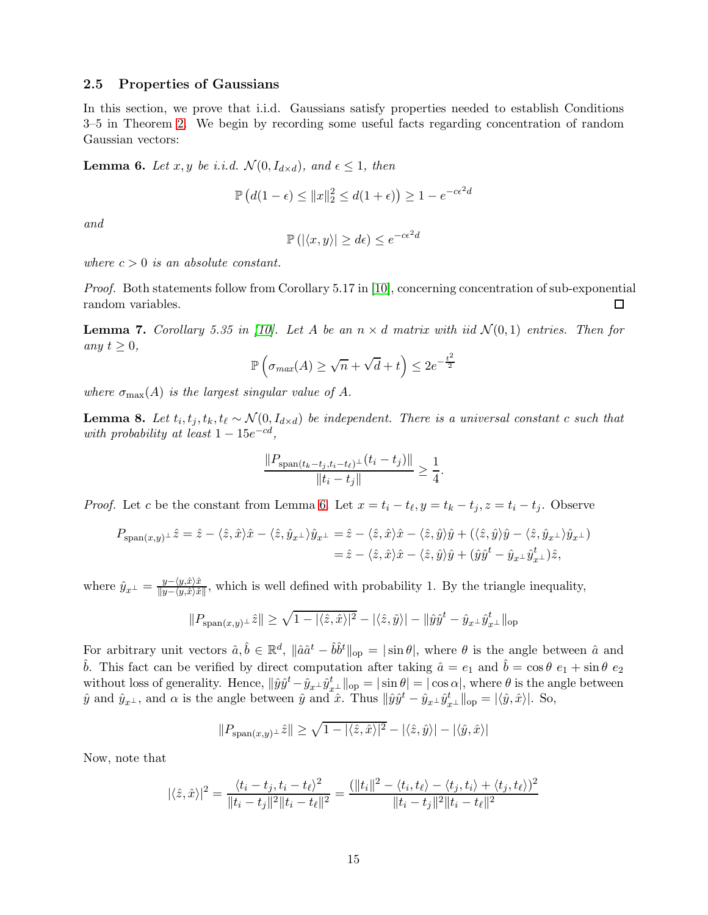### 2.5 Properties of Gaussians

In this section, we prove that i.i.d. Gaussians satisfy properties needed to establish Conditions 3–5 in Theorem 2. We begin by recording some useful facts regarding concentration of random Gaussian vectors:

**Lemma 6.** *Let $x, y$ be i.i.d. $\mathcal{N}(0, I_{d\times d})$, and $\epsilon \le 1$, then*

$$\mathbb{P}\left(d(1-\epsilon) \le \|x\|_2^2 \le d(1+\epsilon)\right) \ge 1 - e^{-c\epsilon^2 d}$$

*and*

$$\mathbb{P}\left(|\langle x, y\rangle| \ge d\epsilon\right) \le e^{-c\epsilon^2 d}$$

*where $c > 0$ is an absolute constant.*

*Proof.* Both statements follow from Corollary 5.17 in [10], concerning concentration of sub-exponential random variables. □

**Lemma 7.** *Corollary 5.35 in [10]. Let $A$ be an $n \times d$ matrix with iid $\mathcal{N}(0,1)$ entries. Then for any $t \ge 0$,*

$$\mathbb{P}\left(\sigma_{max}(A) \ge \sqrt{n} + \sqrt{d} + t\right) \le 2e^{-\frac{t^2}{2}}$$

*where $\sigma_{\max}(A)$ is the largest singular value of $A$.*

**Lemma 8.** *Let $t_i, t_j, t_k, t_\ell \sim \mathcal{N}(0, I_{d\times d})$ be independent. There is a universal constant $c$ such that with probability at least $1 - 15e^{-cd}$,*

$$\frac{\|P_{\mathrm{span}(t_k - t_j, t_i - t_\ell)^\perp}(t_i - t_j)\|}{\|t_i - t_j\|} \ge \frac{1}{4}.$$

*Proof.* Let $c$ be the constant from Lemma 6. Let $x = t_i - t_\ell, y = t_k - t_j, z = t_i - t_j$. Observe

$$\begin{aligned} P_{\mathrm{span}(x,y)^\perp}\hat{z} = \hat{z} - \langle \hat{z}, \hat{x}\rangle \hat{x} - \langle \hat{z}, \hat{y}_{x^\perp}\rangle \hat{y}_{x^\perp} &= \hat{z} - \langle \hat{z}, \hat{x}\rangle \hat{x} - \langle \hat{z}, \hat{y}\rangle \hat{y} + (\langle \hat{z}, \hat{y}\rangle \hat{y} - \langle \hat{z}, \hat{y}_{x^\perp}\rangle \hat{y}_{x^\perp}) \\ &= \hat{z} - \langle \hat{z}, \hat{x}\rangle \hat{x} - \langle \hat{z}, \hat{y}\rangle \hat{y} + (\hat{y}\hat{y}^t - \hat{y}_{x^\perp}\hat{y}_{x^\perp}^t)\hat{z}, \end{aligned}$$

where $\hat{y}_{x^\perp} = \frac{y - \langle y, \hat{x}\rangle \hat{x}}{\|y - \langle y, \hat{x}\rangle \hat{x}\|}$, which is well defined with probability 1. By the triangle inequality,

$$\|P_{\mathrm{span}(x,y)^\perp}\hat{z}\| \ge \sqrt{1 - |\langle \hat{z}, \hat{x}\rangle|^2} - |\langle \hat{z}, \hat{y}\rangle| - \|\hat{y}\hat{y}^t - \hat{y}_{x^\perp}\hat{y}_{x^\perp}^t\|_{\mathrm{op}}$$

For arbitrary unit vectors $\hat{a}, \hat{b} \in \mathbb{R}^d$, $\|\hat{a}\hat{a}^t - \hat{b}\hat{b}^t\|_{\mathrm{op}} = |\sin\theta|$, where $\theta$ is the angle between $\hat{a}$ and $\hat{b}$. This fact can be verified by direct computation after taking $\hat{a} = e_1$ and $\hat{b} = \cos\theta\ e_1 + \sin\theta\ e_2$ without loss of generality. Hence, $\|\hat{y}\hat{y}^t - \hat{y}_{x^\perp}\hat{y}_{x^\perp}^t\|_{\mathrm{op}} = |\sin\theta| = |\cos\alpha|$, where $\theta$ is the angle between $\hat{y}$ and $\hat{y}_{x^\perp}$, and $\alpha$ is the angle between $\hat{y}$ and $\hat{x}$. Thus $\|\hat{y}\hat{y}^t - \hat{y}_{x^\perp}\hat{y}_{x^\perp}^t\|_{\mathrm{op}} = |\langle \hat{y}, \hat{x}\rangle|$. So,

$$\|P_{\mathrm{span}(x,y)^\perp}\hat{z}\| \ge \sqrt{1 - |\langle \hat{z}, \hat{x}\rangle|^2} - |\langle \hat{z}, \hat{y}\rangle| - |\langle \hat{y}, \hat{x}\rangle|$$

Now, note that

$$|\langle \hat{z}, \hat{x}\rangle|^2 = \frac{\langle t_i - t_j, t_i - t_\ell\rangle^2}{\|t_i - t_j\|^2 \|t_i - t_\ell\|^2} = \frac{(\|t_i\|^2 - \langle t_i, t_\ell\rangle - \langle t_j, t_i\rangle + \langle t_j, t_\ell\rangle)^2}{\|t_i - t_j\|^2 \|t_i - t_\ell\|^2}$$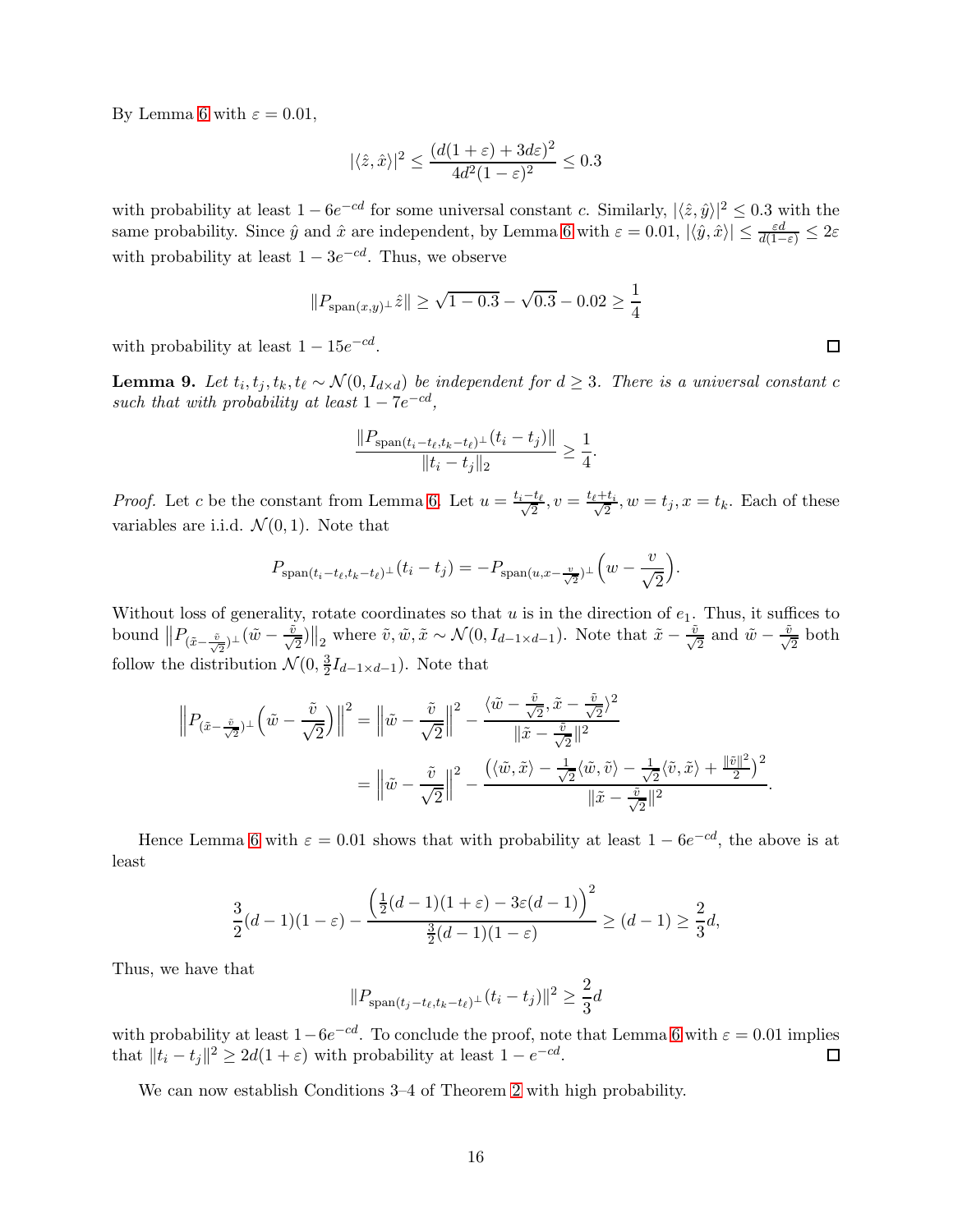By Lemma 6 with $\varepsilon = 0.01$,

$$|\langle \hat{z}, \hat{x}\rangle|^2 \leq \frac{(d(1+\varepsilon) + 3d\varepsilon)^2}{4d^2(1-\varepsilon)^2} \leq 0.3$$

with probability at least $1 - 6e^{-cd}$ for some universal constant $c$. Similarly, $|\langle \hat{z}, \hat{y}\rangle|^2 \leq 0.3$ with the same probability. Since $\hat{y}$ and $\hat{x}$ are independent, by Lemma 6 with $\varepsilon = 0.01$, $|\langle \hat{y}, \hat{x}\rangle| \leq \frac{\varepsilon d}{d(1-\varepsilon)} \leq 2\varepsilon$ with probability at least $1 - 3e^{-cd}$. Thus, we observe

$$\|P_{\mathrm{span}(x,y)^\perp} \hat{z}\| \geq \sqrt{1 - 0.3} - \sqrt{0.3} - 0.02 \geq \frac{1}{4}$$

with probability at least $1 - 15e^{-cd}$. ∎

**Lemma 9.** *Let $t_i, t_j, t_k, t_\ell \sim \mathcal{N}(0, I_{d\times d})$ be independent for $d \geq 3$. There is a universal constant $c$ such that with probability at least $1 - 7e^{-cd}$,*

$$\frac{\|P_{\mathrm{span}(t_i - t_\ell, t_k - t_\ell)^\perp}(t_i - t_j)\|}{\|t_i - t_j\|_2} \geq \frac{1}{4}.$$

*Proof.* Let $c$ be the constant from Lemma 6. Let $u = \frac{t_i - t_\ell}{\sqrt{2}}, v = \frac{t_\ell + t_i}{\sqrt{2}}, w = t_j, x = t_k$. Each of these variables are i.i.d. $\mathcal{N}(0,1)$. Note that

$$P_{\mathrm{span}(t_i - t_\ell, t_k - t_\ell)^\perp}(t_i - t_j) = -P_{\mathrm{span}(u, x - \frac{v}{\sqrt{2}})^\perp}\Big(w - \frac{v}{\sqrt{2}}\Big).$$

Without loss of generality, rotate coordinates so that $u$ is in the direction of $e_1$. Thus, it suffices to bound $\big\|P_{(\tilde{x} - \frac{\tilde{v}}{\sqrt{2}})^\perp}(\tilde{w} - \frac{\tilde{v}}{\sqrt{2}})\big\|_2$ where $\tilde{v}, \tilde{w}, \tilde{x} \sim \mathcal{N}(0, I_{d-1\times d-1})$. Note that $\tilde{x} - \frac{\tilde{v}}{\sqrt{2}}$ and $\tilde{w} - \frac{\tilde{v}}{\sqrt{2}}$ both follow the distribution $\mathcal{N}(0, \frac{3}{2} I_{d-1\times d-1})$. Note that

$$\begin{aligned}
\Big\|P_{(\tilde{x} - \frac{\tilde{v}}{\sqrt{2}})^\perp}\Big(\tilde{w} - \frac{\tilde{v}}{\sqrt{2}}\Big)\Big\|^2 &= \Big\|\tilde{w} - \frac{\tilde{v}}{\sqrt{2}}\Big\|^2 - \frac{\langle \tilde{w} - \frac{\tilde{v}}{\sqrt{2}}, \tilde{x} - \frac{\tilde{v}}{\sqrt{2}}\rangle^2}{\|\tilde{x} - \frac{\tilde{v}}{\sqrt{2}}\|^2} \\
&= \Big\|\tilde{w} - \frac{\tilde{v}}{\sqrt{2}}\Big\|^2 - \frac{\big(\langle \tilde{w}, \tilde{x}\rangle - \frac{1}{\sqrt{2}}\langle \tilde{w}, \tilde{v}\rangle - \frac{1}{\sqrt{2}}\langle \tilde{v}, \tilde{x}\rangle + \frac{\|\tilde{v}\|^2}{2}\big)^2}{\|\tilde{x} - \frac{\tilde{v}}{\sqrt{2}}\|^2}.
\end{aligned}$$

Hence Lemma 6 with $\varepsilon = 0.01$ shows that with probability at least $1 - 6e^{-cd}$, the above is at least

$$\frac{3}{2}(d-1)(1-\varepsilon) - \frac{\Big(\frac{1}{2}(d-1)(1+\varepsilon) - 3\varepsilon(d-1)\Big)^2}{\frac{3}{2}(d-1)(1-\varepsilon)} \geq (d-1) \geq \frac{2}{3}d,$$

Thus, we have that

$$\|P_{\mathrm{span}(t_j - t_\ell, t_k - t_\ell)^\perp}(t_i - t_j)\|^2 \geq \frac{2}{3}d$$

with probability at least $1 - 6e^{-cd}$. To conclude the proof, note that Lemma 6 with $\varepsilon = 0.01$ implies that $\|t_i - t_j\|^2 \geq 2d(1+\varepsilon)$ with probability at least $1 - e^{-cd}$. ∎

We can now establish Conditions 3–4 of Theorem 2 with high probability.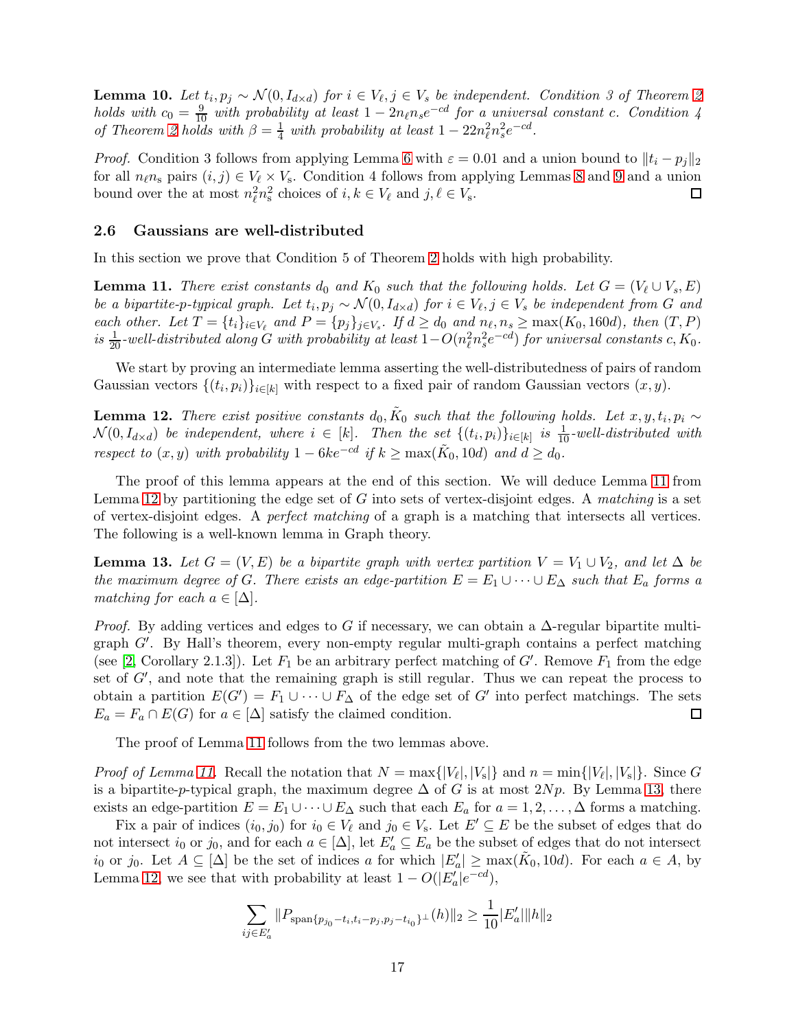**Lemma 10.** *Let $t_i, p_j \sim \mathcal{N}(0, I_{d\times d})$ for $i \in V_\ell, j \in V_s$ be independent. Condition 3 of Theorem 2 holds with $c_0 = \frac{9}{10}$ with probability at least $1 - 2n_\ell n_s e^{-cd}$ for a universal constant $c$. Condition 4 of Theorem 2 holds with $\beta = \frac{1}{4}$ with probability at least $1 - 22n_\ell^2 n_s^2 e^{-cd}$.*

*Proof.* Condition 3 follows from applying Lemma 6 with $\varepsilon = 0.01$ and a union bound to $\|t_i - p_j\|_2$ for all $n_\ell n_s$ pairs $(i,j) \in V_\ell \times V_s$. Condition 4 follows from applying Lemmas 8 and 9 and a union bound over the at most $n_\ell^2 n_s^2$ choices of $i, k \in V_\ell$ and $j, \ell \in V_s$. □

### 2.6 Gaussians are well-distributed

In this section we prove that Condition 5 of Theorem 2 holds with high probability.

**Lemma 11.** *There exist constants $d_0$ and $K_0$ such that the following holds. Let $G = (V_\ell \cup V_s, E)$ be a bipartite-$p$-typical graph. Let $t_i, p_j \sim \mathcal{N}(0, I_{d\times d})$ for $i \in V_\ell, j \in V_s$ be independent from $G$ and each other. Let $T = \{t_i\}_{i\in V_\ell}$ and $P = \{p_j\}_{j\in V_s}$. If $d \geq d_0$ and $n_\ell, n_s \geq \max(K_0, 160d)$, then $(T, P)$ is $\frac{1}{20}$-well-distributed along $G$ with probability at least $1 - O(n_\ell^2 n_s^2 e^{-cd})$ for universal constants $c, K_0$.*

We start by proving an intermediate lemma asserting the well-distributedness of pairs of random Gaussian vectors $\{(t_i, p_i)\}_{i\in[k]}$ with respect to a fixed pair of random Gaussian vectors $(x, y)$.

**Lemma 12.** *There exist positive constants $d_0, \tilde{K}_0$ such that the following holds. Let $x, y, t_i, p_i \sim \mathcal{N}(0, I_{d\times d})$ be independent, where $i \in [k]$. Then the set $\{(t_i, p_i)\}_{i\in[k]}$ is $\frac{1}{10}$-well-distributed with respect to $(x, y)$ with probability $1 - 6ke^{-cd}$ if $k \geq \max(\tilde{K}_0, 10d)$ and $d \geq d_0$.*

The proof of this lemma appears at the end of this section. We will deduce Lemma 11 from Lemma 12 by partitioning the edge set of $G$ into sets of vertex-disjoint edges. A *matching* is a set of vertex-disjoint edges. A *perfect matching* of a graph is a matching that intersects all vertices. The following is a well-known lemma in Graph theory.

**Lemma 13.** *Let $G = (V, E)$ be a bipartite graph with vertex partition $V = V_1 \cup V_2$, and let $\Delta$ be the maximum degree of $G$. There exists an edge-partition $E = E_1 \cup \cdots \cup E_\Delta$ such that $E_a$ forms a matching for each $a \in [\Delta]$.*

*Proof.* By adding vertices and edges to $G$ if necessary, we can obtain a $\Delta$-regular bipartite multi-graph $G'$. By Hall's theorem, every non-empty regular multi-graph contains a perfect matching (see [2, Corollary 2.1.3]). Let $F_1$ be an arbitrary perfect matching of $G'$. Remove $F_1$ from the edge set of $G'$, and note that the remaining graph is still regular. Thus we can repeat the process to obtain a partition $E(G') = F_1 \cup \cdots \cup F_\Delta$ of the edge set of $G'$ into perfect matchings. The sets $E_a = F_a \cap E(G)$ for $a \in [\Delta]$ satisfy the claimed condition. □

The proof of Lemma 11 follows from the two lemmas above.

*Proof of Lemma 11.* Recall the notation that $N = \max\{|V_\ell|, |V_s|\}$ and $n = \min\{|V_\ell|, |V_s|\}$. Since $G$ is a bipartite-$p$-typical graph, the maximum degree $\Delta$ of $G$ is at most $2Np$. By Lemma 13, there exists an edge-partition $E = E_1 \cup \cdots \cup E_\Delta$ such that each $E_a$ for $a = 1, 2, \ldots, \Delta$ forms a matching.

Fix a pair of indices $(i_0, j_0)$ for $i_0 \in V_\ell$ and $j_0 \in V_s$. Let $E' \subseteq E$ be the subset of edges that do not intersect $i_0$ or $j_0$, and for each $a \in [\Delta]$, let $E'_a \subseteq E_a$ be the subset of edges that do not intersect $i_0$ or $j_0$. Let $A \subseteq [\Delta]$ be the set of indices $a$ for which $|E'_a| \geq \max(\tilde{K}_0, 10d)$. For each $a \in A$, by Lemma 12, we see that with probability at least $1 - O(|E'_a|e^{-cd})$,

$$\sum_{ij\in E'_a} \|P_{\text{span}\{p_{j_0}-t_i, t_i-p_j, p_j-t_{i_0}\}^\perp}(h)\|_2 \geq \frac{1}{10}|E'_a|\|h\|_2$$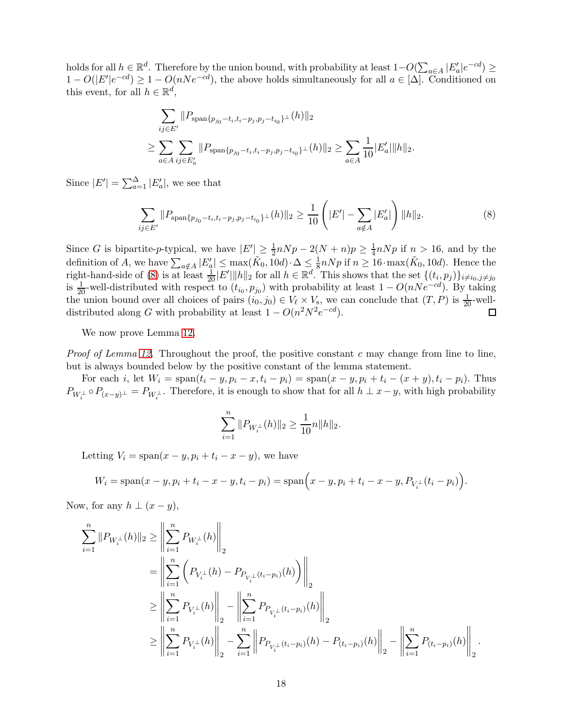holds for all $h \in \mathbb{R}^d$. Therefore by the union bound, with probability at least $1 - O(\sum_{a\in A} |E'_a| e^{-cd}) \geq 1 - O(|E'|e^{-cd}) \geq 1 - O(nNe^{-cd})$, the above holds simultaneously for all $a \in [\Delta]$. Conditioned on this event, for all $h \in \mathbb{R}^d$,

$$
\begin{aligned}
&\sum_{ij\in E'} \|P_{\operatorname{span}\{p_{j_0}-t_i, t_i-p_j, p_j-t_{i_0}\}^\perp}(h)\|_2 \\
&\geq \sum_{a\in A}\sum_{ij\in E'_a} \|P_{\operatorname{span}\{p_{j_0}-t_i, t_i-p_j, p_j-t_{i_0}\}^\perp}(h)\|_2 \geq \sum_{a\in A} \frac{1}{10}|E'_a|\|h\|_2.
\end{aligned}
$$

Since $|E'| = \sum_{a=1}^{\Delta} |E'_a|$, we see that

$$
\sum_{ij\in E'} \|P_{\operatorname{span}\{p_{j_0}-t_i, t_i-p_j, p_j-t_{i_0}\}^\perp}(h)\|_2 \geq \frac{1}{10}\left(|E'| - \sum_{a\notin A}|E'_a|\right)\|h\|_2. \tag{8}
$$

Since $G$ is bipartite-$p$-typical, we have $|E'| \geq \frac{1}{2}nNp - 2(N+n)p \geq \frac{1}{4}nNp$ if $n > 16$, and by the definition of $A$, we have $\sum_{a\notin A}|E'_a| \leq \max(\tilde{K}_0, 10d)\cdot\Delta \leq \frac{1}{8}nNp$ if $n \geq 16\cdot\max(\tilde{K}_0, 10d)$. Hence the right-hand-side of (8) is at least $\frac{1}{20}|E'|\|h\|_2$ for all $h \in \mathbb{R}^d$. This shows that the set $\{(t_i, p_j)\}_{i\neq i_0, j\neq j_0}$ is $\frac{1}{20}$-well-distributed with respect to $(t_{i_0}, p_{j_0})$ with probability at least $1 - O(nNe^{-cd})$. By taking the union bound over all choices of pairs $(i_0, j_0) \in V_\ell \times V_s$, we can conclude that $(T, P)$ is $\frac{1}{20}$-well-distributed along $G$ with probability at least $1 - O(n^2N^2e^{-cd})$. ◻

We now prove Lemma 12.

*Proof of Lemma 12.* Throughout the proof, the positive constant $c$ may change from line to line, but is always bounded below by the positive constant of the lemma statement.

For each $i$, let $W_i = \operatorname{span}(t_i - y, p_i - x, t_i - p_i) = \operatorname{span}(x - y, p_i + t_i - (x + y), t_i - p_i)$. Thus $P_{W_i^\perp} \circ P_{(x-y)^\perp} = P_{W_i^\perp}$. Therefore, it is enough to show that for all $h \perp x - y$, with high probability

$$
\sum_{i=1}^{n} \|P_{W_i^\perp}(h)\|_2 \geq \frac{1}{10}n\|h\|_2.
$$

Letting $V_i = \operatorname{span}(x - y, p_i + t_i - x - y)$, we have

$$
W_i = \operatorname{span}(x - y, p_i + t_i - x - y, t_i - p_i) = \operatorname{span}\Big(x - y, p_i + t_i - x - y, P_{V_i^\perp}(t_i - p_i)\Big).
$$

Now, for any $h \perp (x - y)$,

$$
\begin{aligned}
\sum_{i=1}^{n} \|P_{W_i^\perp}(h)\|_2 &\geq \left\|\sum_{i=1}^{n} P_{W_i^\perp}(h)\right\|_2 \\
&= \left\|\sum_{i=1}^{n}\Big(P_{V_i^\perp}(h) - P_{P_{V_i^\perp}(t_i-p_i)}(h)\Big)\right\|_2 \\
&\geq \left\|\sum_{i=1}^{n} P_{V_i^\perp}(h)\right\|_2 - \left\|\sum_{i=1}^{n} P_{P_{V_i^\perp}(t_i-p_i)}(h)\right\|_2 \\
&\geq \left\|\sum_{i=1}^{n} P_{V_i^\perp}(h)\right\|_2 - \sum_{i=1}^{n}\left\|P_{P_{V_i^\perp}(t_i-p_i)}(h) - P_{(t_i-p_i)}(h)\right\|_2 - \left\|\sum_{i=1}^{n} P_{(t_i-p_i)}(h)\right\|_2.
\end{aligned}
$$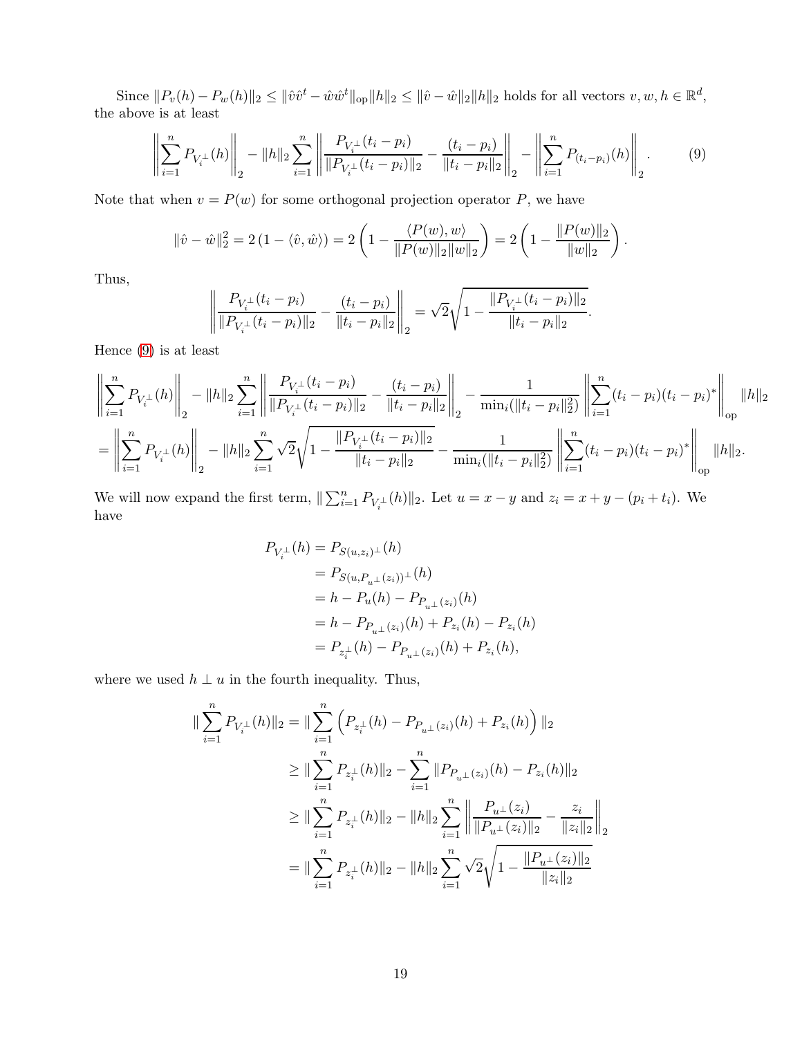Since $\|P_v(h) - P_w(h)\|_2 \leq \|\hat{v}\hat{v}^t - \hat{w}\hat{w}^t\|_{\text{op}}\|h\|_2 \leq \|\hat{v} - \hat{w}\|_2\|h\|_2$ holds for all vectors $v, w, h \in \mathbb{R}^d$, the above is at least

$$
\left\| \sum_{i=1}^{n} P_{V_i^\perp}(h) \right\|_2 - \|h\|_2 \sum_{i=1}^{n} \left\| \frac{P_{V_i^\perp}(t_i - p_i)}{\|P_{V_i^\perp}(t_i - p_i)\|_2} - \frac{(t_i - p_i)}{\|t_i - p_i\|_2} \right\|_2 - \left\| \sum_{i=1}^{n} P_{(t_i - p_i)}(h) \right\|_2 . \tag{9}
$$

Note that when $v = P(w)$ for some orthogonal projection operator $P$, we have

$$
\|\hat{v} - \hat{w}\|_2^2 = 2\left(1 - \langle \hat{v}, \hat{w} \rangle\right) = 2\left(1 - \frac{\langle P(w), w \rangle}{\|P(w)\|_2 \|w\|_2}\right) = 2\left(1 - \frac{\|P(w)\|_2}{\|w\|_2}\right).
$$

Thus,

$$
\left\| \frac{P_{V_i^\perp}(t_i - p_i)}{\|P_{V_i^\perp}(t_i - p_i)\|_2} - \frac{(t_i - p_i)}{\|t_i - p_i\|_2} \right\|_2 = \sqrt{2}\sqrt{1 - \frac{\|P_{V_i^\perp}(t_i - p_i)\|_2}{\|t_i - p_i\|_2}}.
$$

Hence (9) is at least

$$
\begin{aligned}
&\left\| \sum_{i=1}^{n} P_{V_i^\perp}(h) \right\|_2 - \|h\|_2 \sum_{i=1}^{n} \left\| \frac{P_{V_i^\perp}(t_i - p_i)}{\|P_{V_i^\perp}(t_i - p_i)\|_2} - \frac{(t_i - p_i)}{\|t_i - p_i\|_2} \right\|_2 - \frac{1}{\min_i(\|t_i - p_i\|_2^2)} \left\| \sum_{i=1}^{n} (t_i - p_i)(t_i - p_i)^* \right\|_{\text{op}} \|h\|_2 \\
&= \left\| \sum_{i=1}^{n} P_{V_i^\perp}(h) \right\|_2 - \|h\|_2 \sum_{i=1}^{n} \sqrt{2}\sqrt{1 - \frac{\|P_{V_i^\perp}(t_i - p_i)\|_2}{\|t_i - p_i\|_2}} - \frac{1}{\min_i(\|t_i - p_i\|_2^2)} \left\| \sum_{i=1}^{n} (t_i - p_i)(t_i - p_i)^* \right\|_{\text{op}} \|h\|_2.
\end{aligned}
$$

We will now expand the first term, $\|\sum_{i=1}^{n} P_{V_i^\perp}(h)\|_2$. Let $u = x - y$ and $z_i = x + y - (p_i + t_i)$. We have

$$
\begin{aligned}
P_{V_i^\perp}(h) &= P_{S(u, z_i)^\perp}(h) \\
&= P_{S(u, P_{u^\perp}(z_i))^\perp}(h) \\
&= h - P_u(h) - P_{P_{u^\perp}(z_i)}(h) \\
&= h - P_{P_{u^\perp}(z_i)}(h) + P_{z_i}(h) - P_{z_i}(h) \\
&= P_{z_i^\perp}(h) - P_{P_{u^\perp}(z_i)}(h) + P_{z_i}(h),
\end{aligned}
$$

where we used $h \perp u$ in the fourth inequality. Thus,

$$
\begin{aligned}
\|\sum_{i=1}^{n} P_{V_i^\perp}(h)\|_2 &= \|\sum_{i=1}^{n} \left( P_{z_i^\perp}(h) - P_{P_{u^\perp}(z_i)}(h) + P_{z_i}(h) \right)\|_2 \\
&\geq \|\sum_{i=1}^{n} P_{z_i^\perp}(h)\|_2 - \sum_{i=1}^{n} \|P_{P_{u^\perp}(z_i)}(h) - P_{z_i}(h)\|_2 \\
&\geq \|\sum_{i=1}^{n} P_{z_i^\perp}(h)\|_2 - \|h\|_2 \sum_{i=1}^{n} \left\| \frac{P_{u^\perp}(z_i)}{\|P_{u^\perp}(z_i)\|_2} - \frac{z_i}{\|z_i\|_2} \right\|_2 \\
&= \|\sum_{i=1}^{n} P_{z_i^\perp}(h)\|_2 - \|h\|_2 \sum_{i=1}^{n} \sqrt{2}\sqrt{1 - \frac{\|P_{u^\perp}(z_i)\|_2}{\|z_i\|_2}}
\end{aligned}
$$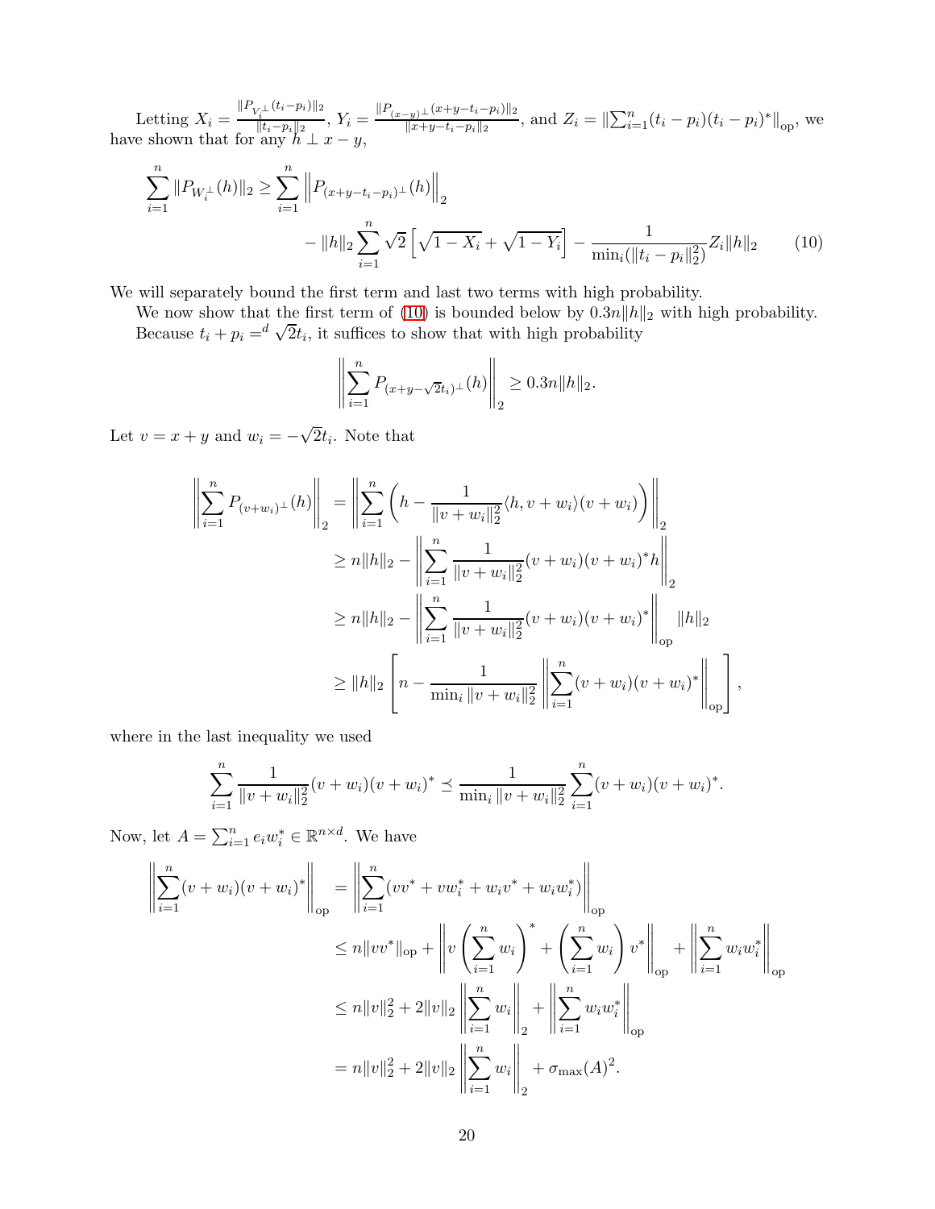Letting $X_i = \frac{\|P_{V_i^\perp}(t_i - p_i)\|_2}{\|t_i - p_i\|_2}$, $Y_i = \frac{\|P_{(x-y)^\perp}(x+y-t_i-p_i)\|_2}{\|x+y-t_i-p_i\|_2}$, and $Z_i = \|\sum_{i=1}^n (t_i - p_i)(t_i - p_i)^*\|_{\text{op}}$, we have shown that for any $h \perp x - y$,

$$\sum_{i=1}^n \|P_{W_i^\perp}(h)\|_2 \geq \sum_{i=1}^n \left\|P_{(x+y-t_i-p_i)^\perp}(h)\right\|_2 - \|h\|_2 \sum_{i=1}^n \sqrt{2}\left[\sqrt{1-X_i} + \sqrt{1-Y_i}\right] - \frac{1}{\min_i(\|t_i - p_i\|_2^2)} Z_i \|h\|_2 \tag{10}$$

We will separately bound the first term and last two terms with high probability.

We now show that the first term of (10) is bounded below by $0.3n\|h\|_2$ with high probability. Because $t_i + p_i =^d \sqrt{2}t_i$, it suffices to show that with high probability

$$\left\|\sum_{i=1}^n P_{(x+y-\sqrt{2}t_i)^\perp}(h)\right\|_2 \geq 0.3n\|h\|_2.$$

Let $v = x + y$ and $w_i = -\sqrt{2}t_i$. Note that

$$\begin{aligned}
\left\|\sum_{i=1}^n P_{(v+w_i)^\perp}(h)\right\|_2 &= \left\|\sum_{i=1}^n \left(h - \frac{1}{\|v+w_i\|_2^2}\langle h, v+w_i\rangle (v+w_i)\right)\right\|_2 \\
&\geq n\|h\|_2 - \left\|\sum_{i=1}^n \frac{1}{\|v+w_i\|_2^2}(v+w_i)(v+w_i)^* h\right\|_2 \\
&\geq n\|h\|_2 - \left\|\sum_{i=1}^n \frac{1}{\|v+w_i\|_2^2}(v+w_i)(v+w_i)^*\right\|_{\text{op}} \|h\|_2 \\
&\geq \|h\|_2 \left[n - \frac{1}{\min_i \|v+w_i\|_2^2}\left\|\sum_{i=1}^n (v+w_i)(v+w_i)^*\right\|_{\text{op}}\right],
\end{aligned}$$

where in the last inequality we used

$$\sum_{i=1}^n \frac{1}{\|v+w_i\|_2^2}(v+w_i)(v+w_i)^* \preceq \frac{1}{\min_i \|v+w_i\|_2^2}\sum_{i=1}^n (v+w_i)(v+w_i)^*.$$

Now, let $A = \sum_{i=1}^n e_i w_i^* \in \mathbb{R}^{n\times d}$. We have

$$\begin{aligned}
\left\|\sum_{i=1}^n (v+w_i)(v+w_i)^*\right\|_{\text{op}} &= \left\|\sum_{i=1}^n (vv^* + vw_i^* + w_iv^* + w_iw_i^*)\right\|_{\text{op}} \\
&\leq n\|vv^*\|_{\text{op}} + \left\|v\left(\sum_{i=1}^n w_i\right)^* + \left(\sum_{i=1}^n w_i\right)v^*\right\|_{\text{op}} + \left\|\sum_{i=1}^n w_iw_i^*\right\|_{\text{op}} \\
&\leq n\|v\|_2^2 + 2\|v\|_2\left\|\sum_{i=1}^n w_i\right\|_2 + \left\|\sum_{i=1}^n w_iw_i^*\right\|_{\text{op}} \\
&= n\|v\|_2^2 + 2\|v\|_2\left\|\sum_{i=1}^n w_i\right\|_2 + \sigma_{\max}(A)^2.
\end{aligned}$$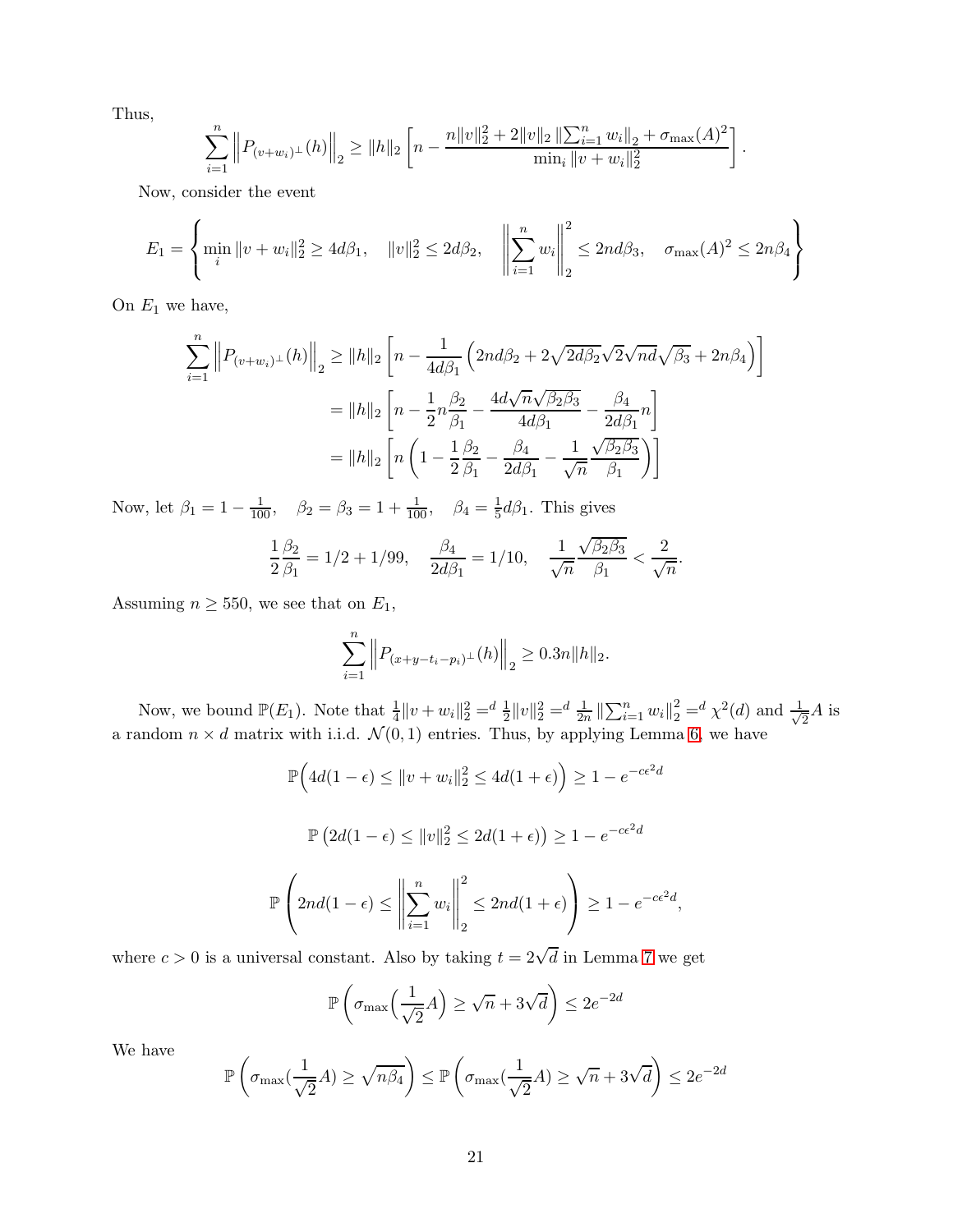Thus,

$$\sum_{i=1}^{n} \left\| P_{(v+w_i)^\perp}(h) \right\|_2 \geq \|h\|_2 \left[ n - \frac{n\|v\|_2^2 + 2\|v\|_2 \left\|\sum_{i=1}^n w_i\right\|_2 + \sigma_{\max}(A)^2}{\min_i \|v+w_i\|_2^2} \right].$$

Now, consider the event

$$E_1 = \left\{ \min_i \|v+w_i\|_2^2 \geq 4d\beta_1, \quad \|v\|_2^2 \leq 2d\beta_2, \quad \left\| \sum_{i=1}^n w_i \right\|_2^2 \leq 2nd\beta_3, \quad \sigma_{\max}(A)^2 \leq 2n\beta_4 \right\}$$

On $E_1$ we have,

$$\begin{aligned}
\sum_{i=1}^{n} \left\| P_{(v+w_i)^\perp}(h) \right\|_2 &\geq \|h\|_2 \left[ n - \frac{1}{4d\beta_1} \left( 2nd\beta_2 + 2\sqrt{2d\beta_2}\sqrt{2}\sqrt{nd}\sqrt{\beta_3} + 2n\beta_4 \right) \right] \\
&= \|h\|_2 \left[ n - \frac{1}{2} n \frac{\beta_2}{\beta_1} - \frac{4d\sqrt{n}\sqrt{\beta_2\beta_3}}{4d\beta_1} - \frac{\beta_4}{2d\beta_1} n \right] \\
&= \|h\|_2 \left[ n \left( 1 - \frac{1}{2}\frac{\beta_2}{\beta_1} - \frac{\beta_4}{2d\beta_1} - \frac{1}{\sqrt{n}} \frac{\sqrt{\beta_2\beta_3}}{\beta_1} \right) \right]
\end{aligned}$$

Now, let $\beta_1 = 1 - \frac{1}{100}, \quad \beta_2 = \beta_3 = 1 + \frac{1}{100}, \quad \beta_4 = \frac{1}{5}d\beta_1$. This gives

$$\frac{1}{2}\frac{\beta_2}{\beta_1} = 1/2 + 1/99, \quad \frac{\beta_4}{2d\beta_1} = 1/10, \quad \frac{1}{\sqrt{n}} \frac{\sqrt{\beta_2\beta_3}}{\beta_1} < \frac{2}{\sqrt{n}}.$$

Assuming $n \geq 550$, we see that on $E_1$,

$$\sum_{i=1}^{n} \left\| P_{(x+y-t_i-p_i)^\perp}(h) \right\|_2 \geq 0.3n\|h\|_2.$$

Now, we bound $\mathbb{P}(E_1)$. Note that $\frac{1}{4}\|v+w_i\|_2^2 =^d \frac{1}{2}\|v\|_2^2 =^d \frac{1}{2n}\left\|\sum_{i=1}^n w_i\right\|_2^2 =^d \chi^2(d)$ and $\frac{1}{\sqrt{2}}A$ is a random $n \times d$ matrix with i.i.d. $\mathcal{N}(0,1)$ entries. Thus, by applying Lemma 6, we have

$$\mathbb{P}\Big( 4d(1-\epsilon) \leq \|v+w_i\|_2^2 \leq 4d(1+\epsilon) \Big) \geq 1 - e^{-c\epsilon^2 d}$$

$$\mathbb{P}\left( 2d(1-\epsilon) \leq \|v\|_2^2 \leq 2d(1+\epsilon) \right) \geq 1 - e^{-c\epsilon^2 d}$$

$$\mathbb{P}\left( 2nd(1-\epsilon) \leq \left\| \sum_{i=1}^n w_i \right\|_2^2 \leq 2nd(1+\epsilon) \right) \geq 1 - e^{-c\epsilon^2 d},$$

where $c > 0$ is a universal constant. Also by taking $t = 2\sqrt{d}$ in Lemma 7 we get

$$\mathbb{P}\left( \sigma_{\max}\Big(\frac{1}{\sqrt{2}}A\Big) \geq \sqrt{n} + 3\sqrt{d} \right) \leq 2e^{-2d}$$

We have

$$\mathbb{P}\left( \sigma_{\max}(\frac{1}{\sqrt{2}}A) \geq \sqrt{n\beta_4} \right) \leq \mathbb{P}\left( \sigma_{\max}(\frac{1}{\sqrt{2}}A) \geq \sqrt{n} + 3\sqrt{d} \right) \leq 2e^{-2d}$$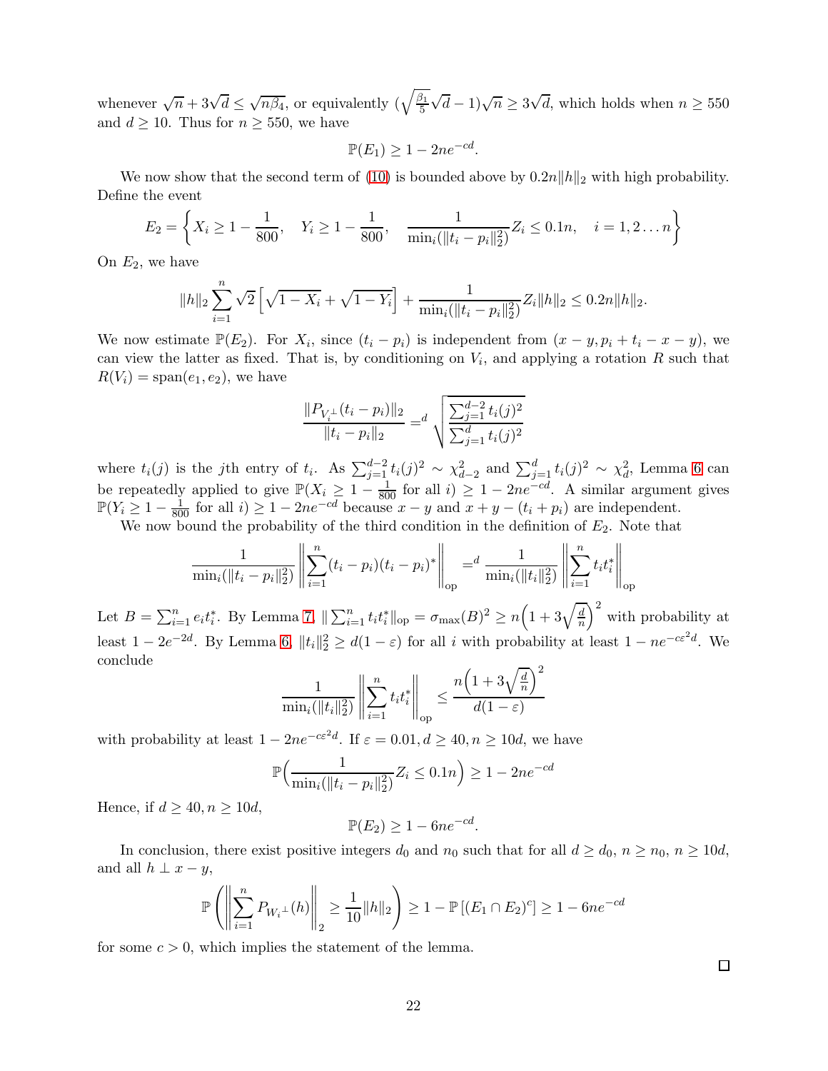whenever $\sqrt{n} + 3\sqrt{d} \le \sqrt{n\beta_4}$, or equivalently $(\sqrt{\frac{\beta_1}{5}}\sqrt{d} - 1)\sqrt{n} \ge 3\sqrt{d}$, which holds when $n \ge 550$ and $d \ge 10$. Thus for $n \ge 550$, we have

$$\mathbb{P}(E_1) \ge 1 - 2ne^{-cd}.$$

We now show that the second term of (10) is bounded above by $0.2n\|h\|_2$ with high probability. Define the event

$$E_2 = \left\{ X_i \ge 1 - \frac{1}{800}, \quad Y_i \ge 1 - \frac{1}{800}, \quad \frac{1}{\min_i(\|t_i - p_i\|_2^2)} Z_i \le 0.1n, \quad i = 1, 2 \dots n \right\}$$

On $E_2$, we have

$$\|h\|_2 \sum_{i=1}^n \sqrt{2}\left[\sqrt{1 - X_i} + \sqrt{1 - Y_i}\right] + \frac{1}{\min_i(\|t_i - p_i\|_2^2)} Z_i \|h\|_2 \le 0.2n\|h\|_2.$$

We now estimate $\mathbb{P}(E_2)$. For $X_i$, since $(t_i - p_i)$ is independent from $(x - y, p_i + t_i - x - y)$, we can view the latter as fixed. That is, by conditioning on $V_i$, and applying a rotation $R$ such that $R(V_i) = \text{span}(e_1, e_2)$, we have

$$\frac{\|P_{V_i^\perp}(t_i - p_i)\|_2}{\|t_i - p_i\|_2} =^d \sqrt{\frac{\sum_{j=1}^{d-2} t_i(j)^2}{\sum_{j=1}^{d} t_i(j)^2}}$$

where $t_i(j)$ is the $j$th entry of $t_i$. As $\sum_{j=1}^{d-2} t_i(j)^2 \sim \chi^2_{d-2}$ and $\sum_{j=1}^{d} t_i(j)^2 \sim \chi^2_d$, Lemma 6 can be repeatedly applied to give $\mathbb{P}(X_i \ge 1 - \frac{1}{800}$ for all $i) \ge 1 - 2ne^{-cd}$. A similar argument gives $\mathbb{P}(Y_i \ge 1 - \frac{1}{800}$ for all $i) \ge 1 - 2ne^{-cd}$ because $x - y$ and $x + y - (t_i + p_i)$ are independent.

We now bound the probability of the third condition in the definition of $E_2$. Note that

$$\frac{1}{\min_i(\|t_i - p_i\|_2^2)} \left\| \sum_{i=1}^n (t_i - p_i)(t_i - p_i)^* \right\|_{\text{op}} =^d \frac{1}{\min_i(\|t_i\|_2^2)} \left\| \sum_{i=1}^n t_i t_i^* \right\|_{\text{op}}$$

Let $B = \sum_{i=1}^n e_i t_i^*$. By Lemma 7, $\|\sum_{i=1}^n t_i t_i^*\|_{\text{op}} = \sigma_{\max}(B)^2 \ge n\Big(1 + 3\sqrt{\frac{d}{n}}\Big)^2$ with probability at least $1 - 2e^{-2d}$. By Lemma 6, $\|t_i\|_2^2 \ge d(1 - \varepsilon)$ for all $i$ with probability at least $1 - ne^{-c\varepsilon^2 d}$. We conclude

$$\frac{1}{\min_i(\|t_i\|_2^2)} \left\| \sum_{i=1}^n t_i t_i^* \right\|_{\text{op}} \le \frac{n\Big(1 + 3\sqrt{\frac{d}{n}}\Big)^2}{d(1 - \varepsilon)}$$

with probability at least $1 - 2ne^{-c\varepsilon^2 d}$. If $\varepsilon = 0.01, d \ge 40, n \ge 10d$, we have

$$\mathbb{P}\Big(\frac{1}{\min_i(\|t_i - p_i\|_2^2)} Z_i \le 0.1n\Big) \ge 1 - 2ne^{-cd}$$

Hence, if $d \ge 40, n \ge 10d$,

$$\mathbb{P}(E_2) \ge 1 - 6ne^{-cd}.$$

In conclusion, there exist positive integers $d_0$ and $n_0$ such that for all $d \ge d_0$, $n \ge n_0$, $n \ge 10d$, and all $h \perp x - y$,

$$\mathbb{P}\left( \left\| \sum_{i=1}^n P_{W_i^\perp}(h) \right\|_2 \ge \frac{1}{10}\|h\|_2 \right) \ge 1 - \mathbb{P}\left[(E_1 \cap E_2)^c\right] \ge 1 - 6ne^{-cd}$$

for some $c > 0$, which implies the statement of the lemma.

□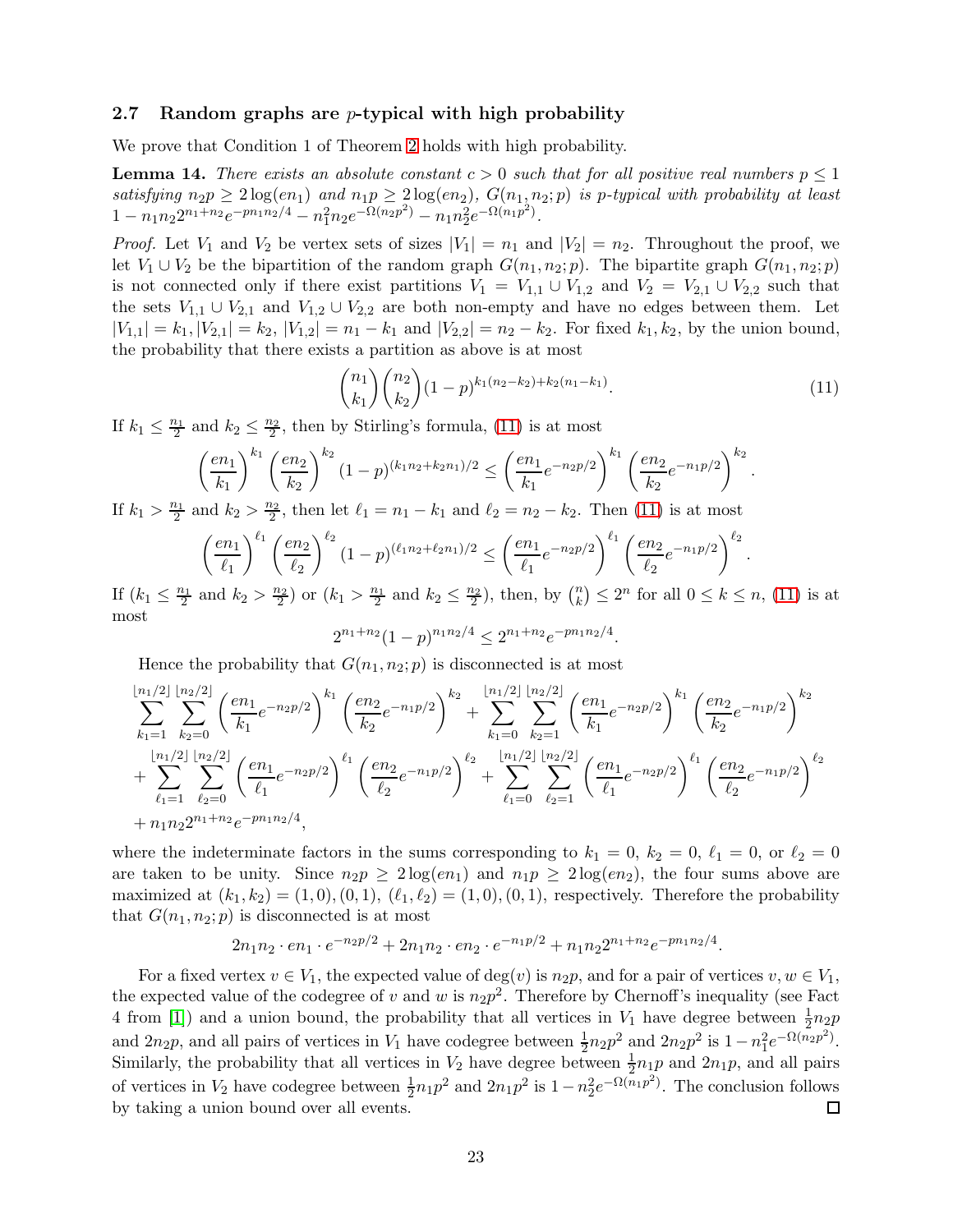### 2.7 Random graphs are $p$-typical with high probability

We prove that Condition 1 of Theorem 2 holds with high probability.

**Lemma 14.** *There exists an absolute constant $c > 0$ such that for all positive real numbers $p \le 1$ satisfying $n_2 p \ge 2\log(en_1)$ and $n_1 p \ge 2\log(en_2)$, $G(n_1, n_2; p)$ is $p$-typical with probability at least $1 - n_1 n_2 2^{n_1+n_2} e^{-pn_1n_2/4} - n_1^2 n_2 e^{-\Omega(n_2p^2)} - n_1 n_2^2 e^{-\Omega(n_1p^2)}$.*

*Proof.* Let $V_1$ and $V_2$ be vertex sets of sizes $|V_1| = n_1$ and $|V_2| = n_2$. Throughout the proof, we let $V_1 \cup V_2$ be the bipartition of the random graph $G(n_1, n_2; p)$. The bipartite graph $G(n_1, n_2; p)$ is not connected only if there exist partitions $V_1 = V_{1,1} \cup V_{1,2}$ and $V_2 = V_{2,1} \cup V_{2,2}$ such that the sets $V_{1,1} \cup V_{2,1}$ and $V_{1,2} \cup V_{2,2}$ are both non-empty and have no edges between them. Let $|V_{1,1}| = k_1, |V_{2,1}| = k_2$, $|V_{1,2}| = n_1 - k_1$ and $|V_{2,2}| = n_2 - k_2$. For fixed $k_1, k_2$, by the union bound, the probability that there exists a partition as above is at most

$$\binom{n_1}{k_1}\binom{n_2}{k_2}(1-p)^{k_1(n_2-k_2)+k_2(n_1-k_1)}. \tag{11}$$

If $k_1 \le \frac{n_1}{2}$ and $k_2 \le \frac{n_2}{2}$, then by Stirling's formula, (11) is at most

$$\left(\frac{en_1}{k_1}\right)^{k_1}\left(\frac{en_2}{k_2}\right)^{k_2}(1-p)^{(k_1n_2+k_2n_1)/2} \le \left(\frac{en_1}{k_1}e^{-n_2p/2}\right)^{k_1}\left(\frac{en_2}{k_2}e^{-n_1p/2}\right)^{k_2}.$$

If $k_1 > \frac{n_1}{2}$ and $k_2 > \frac{n_2}{2}$, then let $\ell_1 = n_1 - k_1$ and $\ell_2 = n_2 - k_2$. Then (11) is at most

$$\left(\frac{en_1}{\ell_1}\right)^{\ell_1}\left(\frac{en_2}{\ell_2}\right)^{\ell_2}(1-p)^{(\ell_1n_2+\ell_2n_1)/2} \le \left(\frac{en_1}{\ell_1}e^{-n_2p/2}\right)^{\ell_1}\left(\frac{en_2}{\ell_2}e^{-n_1p/2}\right)^{\ell_2}.$$

If ($k_1 \le \frac{n_1}{2}$ and $k_2 > \frac{n_2}{2}$) or ($k_1 > \frac{n_1}{2}$ and $k_2 \le \frac{n_2}{2}$), then, by $\binom{n}{k} \le 2^n$ for all $0 \le k \le n$, (11) is at most

$$2^{n_1+n_2}(1-p)^{n_1n_2/4} \le 2^{n_1+n_2}e^{-pn_1n_2/4}.$$

Hence the probability that $G(n_1, n_2; p)$ is disconnected is at most

$$\begin{aligned}
&\sum_{k_1=1}^{\lfloor n_1/2\rfloor}\sum_{k_2=0}^{\lfloor n_2/2\rfloor}\left(\frac{en_1}{k_1}e^{-n_2p/2}\right)^{k_1}\left(\frac{en_2}{k_2}e^{-n_1p/2}\right)^{k_2} + \sum_{k_1=0}^{\lfloor n_1/2\rfloor}\sum_{k_2=1}^{\lfloor n_2/2\rfloor}\left(\frac{en_1}{k_1}e^{-n_2p/2}\right)^{k_1}\left(\frac{en_2}{k_2}e^{-n_1p/2}\right)^{k_2}\\
&+\sum_{\ell_1=1}^{\lfloor n_1/2\rfloor}\sum_{\ell_2=0}^{\lfloor n_2/2\rfloor}\left(\frac{en_1}{\ell_1}e^{-n_2p/2}\right)^{\ell_1}\left(\frac{en_2}{\ell_2}e^{-n_1p/2}\right)^{\ell_2} + \sum_{\ell_1=0}^{\lfloor n_1/2\rfloor}\sum_{\ell_2=1}^{\lfloor n_2/2\rfloor}\left(\frac{en_1}{\ell_1}e^{-n_2p/2}\right)^{\ell_1}\left(\frac{en_2}{\ell_2}e^{-n_1p/2}\right)^{\ell_2}\\
&+ n_1n_2 2^{n_1+n_2}e^{-pn_1n_2/4},
\end{aligned}$$

where the indeterminate factors in the sums corresponding to $k_1 = 0$, $k_2 = 0$, $\ell_1 = 0$, or $\ell_2 = 0$ are taken to be unity. Since $n_2p \ge 2\log(en_1)$ and $n_1p \ge 2\log(en_2)$, the four sums above are maximized at $(k_1, k_2) = (1, 0), (0, 1)$, $(\ell_1, \ell_2) = (1, 0), (0, 1)$, respectively. Therefore the probability that $G(n_1, n_2; p)$ is disconnected is at most

$$2n_1n_2 \cdot en_1 \cdot e^{-n_2p/2} + 2n_1n_2 \cdot en_2 \cdot e^{-n_1p/2} + n_1n_2 2^{n_1+n_2}e^{-pn_1n_2/4}.$$

For a fixed vertex $v \in V_1$, the expected value of $\deg(v)$ is $n_2p$, and for a pair of vertices $v, w \in V_1$, the expected value of the codegree of $v$ and $w$ is $n_2p^2$. Therefore by Chernoff's inequality (see Fact 4 from [1]) and a union bound, the probability that all vertices in $V_1$ have degree between $\frac{1}{2}n_2p$ and $2n_2p$, and all pairs of vertices in $V_1$ have codegree between $\frac{1}{2}n_2p^2$ and $2n_2p^2$ is $1 - n_1^2e^{-\Omega(n_2p^2)}$. Similarly, the probability that all vertices in $V_2$ have degree between $\frac{1}{2}n_1p$ and $2n_1p$, and all pairs of vertices in $V_2$ have codegree between $\frac{1}{2}n_1p^2$ and $2n_1p^2$ is $1 - n_2^2e^{-\Omega(n_1p^2)}$. The conclusion follows by taking a union bound over all events. $\square$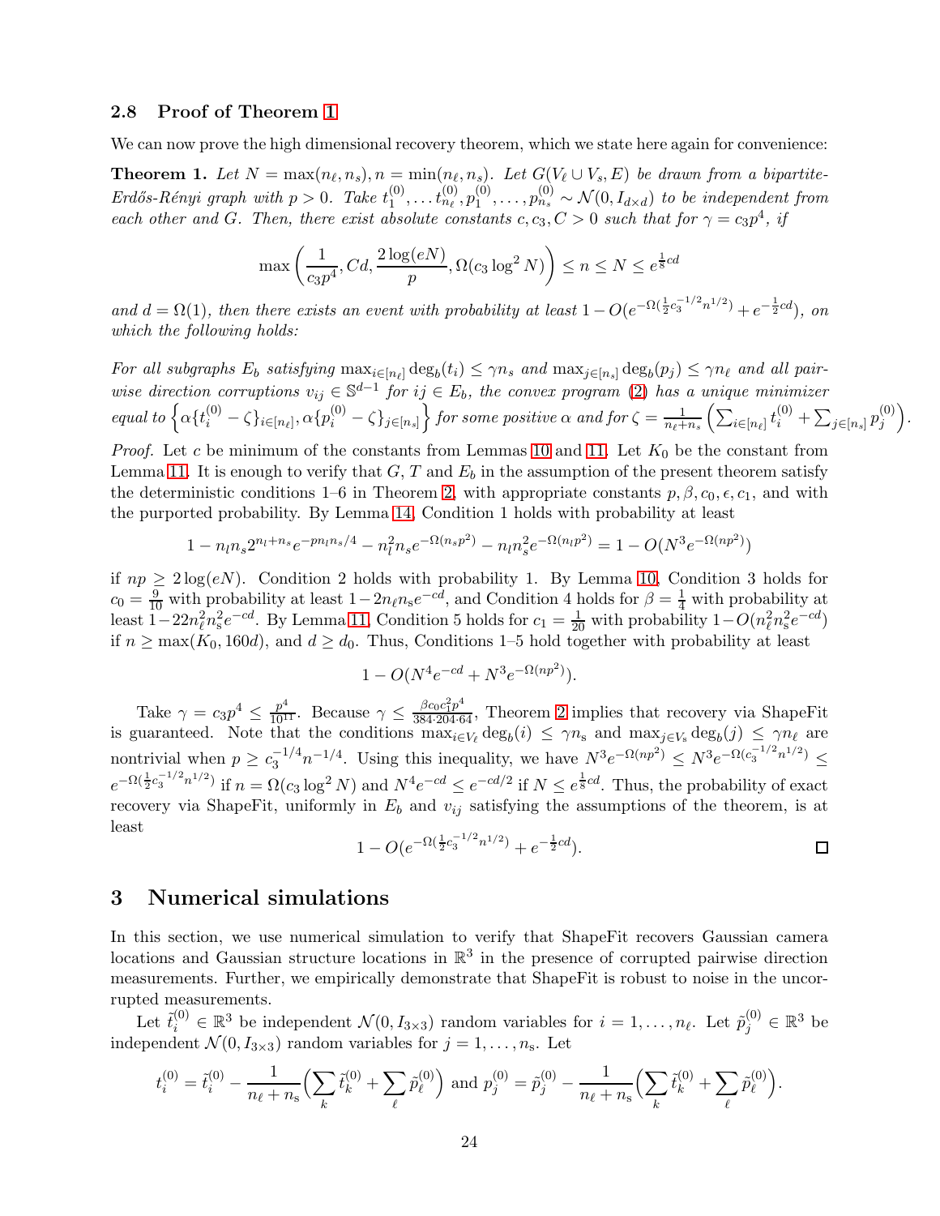### 2.8 Proof of Theorem 1

We can now prove the high dimensional recovery theorem, which we state here again for convenience:

**Theorem 1.** *Let $N = \max(n_\ell, n_s), n = \min(n_\ell, n_s)$. Let $G(V_\ell \cup V_s, E)$ be drawn from a bipartite-Erdős-Rényi graph with $p > 0$. Take $t_1^{(0)}, \ldots t_{n_\ell}^{(0)}, p_1^{(0)}, \ldots, p_{n_s}^{(0)} \sim \mathcal{N}(0, I_{d\times d})$ to be independent from each other and $G$. Then, there exist absolute constants $c, c_3, C > 0$ such that for $\gamma = c_3 p^4$, if*

$$\max\left(\frac{1}{c_3 p^4}, Cd, \frac{2\log(eN)}{p}, \Omega(c_3 \log^2 N)\right) \leq n \leq N \leq e^{\frac{1}{8}cd}$$

*and $d = \Omega(1)$, then there exists an event with probability at least $1 - O(e^{-\Omega(\frac{1}{2}c_3^{-1/2} n^{1/2})} + e^{-\frac{1}{2}cd})$, on which the following holds:*

*For all subgraphs $E_b$ satisfying $\max_{i\in[n_\ell]} \deg_b(t_i) \leq \gamma n_s$ and $\max_{j\in[n_s]} \deg_b(p_j) \leq \gamma n_\ell$ and all pairwise direction corruptions $v_{ij} \in \mathbb{S}^{d-1}$ for $ij \in E_b$, the convex program (2) has a unique minimizer equal to $\left\{\alpha\{t_i^{(0)} - \zeta\}_{i\in[n_\ell]}, \alpha\{p_i^{(0)} - \zeta\}_{j\in[n_s]}\right\}$ for some positive $\alpha$ and for $\zeta = \frac{1}{n_\ell+n_s}\left(\sum_{i\in[n_\ell]} t_i^{(0)} + \sum_{j\in[n_s]} p_j^{(0)}\right)$.*

*Proof.* Let $c$ be minimum of the constants from Lemmas 10 and 11. Let $K_0$ be the constant from Lemma 11. It is enough to verify that $G$, $T$ and $E_b$ in the assumption of the present theorem satisfy the deterministic conditions 1–6 in Theorem 2, with appropriate constants $p, \beta, c_0, \epsilon, c_1$, and with the purported probability. By Lemma 14, Condition 1 holds with probability at least

$$1 - n_l n_s 2^{n_l+n_s} e^{-pn_l n_s/4} - n_l^2 n_s e^{-\Omega(n_s p^2)} - n_l n_s^2 e^{-\Omega(n_l p^2)} = 1 - O(N^3 e^{-\Omega(np^2)})$$

if $np \geq 2\log(eN)$. Condition 2 holds with probability 1. By Lemma 10, Condition 3 holds for $c_0 = \frac{9}{10}$ with probability at least $1 - 2n_\ell n_s e^{-cd}$, and Condition 4 holds for $\beta = \frac{1}{4}$ with probability at least $1 - 22 n_\ell^2 n_s^2 e^{-cd}$. By Lemma 11, Condition 5 holds for $c_1 = \frac{1}{20}$ with probability $1 - O(n_\ell^2 n_s^2 e^{-cd})$ if $n \geq \max(K_0, 160d)$, and $d \geq d_0$. Thus, Conditions 1–5 hold together with probability at least

$$1 - O(N^4 e^{-cd} + N^3 e^{-\Omega(np^2)}).$$

Take $\gamma = c_3 p^4 \leq \frac{p^4}{10^{11}}$. Because $\gamma \leq \frac{\beta c_0 c_1^2 p^4}{384\cdot 204\cdot 64}$, Theorem 2 implies that recovery via ShapeFit is guaranteed. Note that the conditions $\max_{i\in V_\ell} \deg_b(i) \leq \gamma n_s$ and $\max_{j\in V_s} \deg_b(j) \leq \gamma n_\ell$ are nontrivial when $p \geq c_3^{-1/4} n^{-1/4}$. Using this inequality, we have $N^3 e^{-\Omega(np^2)} \leq N^3 e^{-\Omega(c_3^{-1/2} n^{1/2})} \leq e^{-\Omega(\frac{1}{2}c_3^{-1/2} n^{1/2})}$ if $n = \Omega(c_3 \log^2 N)$ and $N^4 e^{-cd} \leq e^{-cd/2}$ if $N \leq e^{\frac{1}{8}cd}$. Thus, the probability of exact recovery via ShapeFit, uniformly in $E_b$ and $v_{ij}$ satisfying the assumptions of the theorem, is at least

$$1 - O(e^{-\Omega(\frac{1}{2}c_3^{-1/2} n^{1/2})} + e^{-\frac{1}{2}cd}).$$

□

## 3 Numerical simulations

In this section, we use numerical simulation to verify that ShapeFit recovers Gaussian camera locations and Gaussian structure locations in $\mathbb{R}^3$ in the presence of corrupted pairwise direction measurements. Further, we empirically demonstrate that ShapeFit is robust to noise in the uncorrupted measurements.

Let $\tilde{t}_i^{(0)} \in \mathbb{R}^3$ be independent $\mathcal{N}(0, I_{3\times 3})$ random variables for $i = 1, \ldots, n_\ell$. Let $\tilde{p}_j^{(0)} \in \mathbb{R}^3$ be independent $\mathcal{N}(0, I_{3\times 3})$ random variables for $j = 1, \ldots, n_s$. Let

$$t_i^{(0)} = \tilde{t}_i^{(0)} - \frac{1}{n_\ell + n_s}\Big(\sum_k \tilde{t}_k^{(0)} + \sum_\ell \tilde{p}_\ell^{(0)}\Big) \text{ and } p_j^{(0)} = \tilde{p}_j^{(0)} - \frac{1}{n_\ell + n_s}\Big(\sum_k \tilde{t}_k^{(0)} + \sum_\ell \tilde{p}_\ell^{(0)}\Big).$$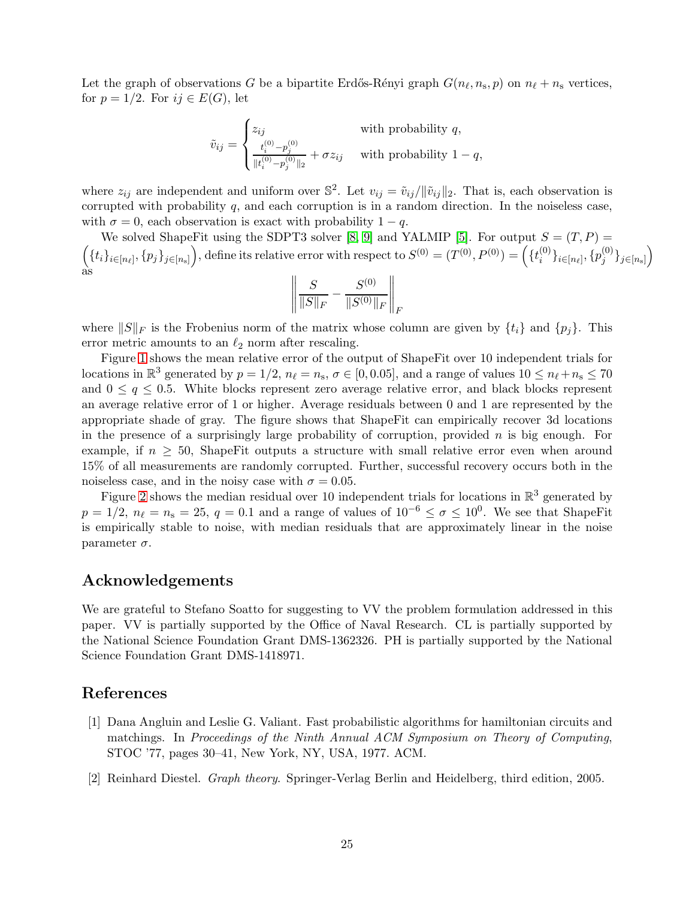Let the graph of observations $G$ be a bipartite Erdős-Rényi graph $G(n_\ell, n_s, p)$ on $n_\ell + n_s$ vertices, for $p = 1/2$. For $ij \in E(G)$, let

$$\tilde{v}_{ij} = \begin{cases} z_{ij} & \text{with probability } q, \\ \frac{t_i^{(0)} - p_j^{(0)}}{\|t_i^{(0)} - p_j^{(0)}\|_2} + \sigma z_{ij} & \text{with probability } 1-q, \end{cases}$$

where $z_{ij}$ are independent and uniform over $\mathbb{S}^2$. Let $v_{ij} = \tilde{v}_{ij}/\|\tilde{v}_{ij}\|_2$. That is, each observation is corrupted with probability $q$, and each corruption is in a random direction. In the noiseless case, with $\sigma = 0$, each observation is exact with probability $1-q$.

We solved ShapeFit using the SDPT3 solver [8, 9] and YALMIP [5]. For output $S = (T, P) = \Big(\{t_i\}_{i\in[n_\ell]}, \{p_j\}_{j\in[n_s]}\Big)$, define its relative error with respect to $S^{(0)} = (T^{(0)}, P^{(0)}) = \Big(\{t_i^{(0)}\}_{i\in[n_\ell]}, \{p_j^{(0)}\}_{j\in[n_s]}\Big)$ as

$$\left\| \frac{S}{\|S\|_F} - \frac{S^{(0)}}{\|S^{(0)}\|_F} \right\|_F$$

where $\|S\|_F$ is the Frobenius norm of the matrix whose column are given by $\{t_i\}$ and $\{p_j\}$. This error metric amounts to an $\ell_2$ norm after rescaling.

Figure 1 shows the mean relative error of the output of ShapeFit over 10 independent trials for locations in $\mathbb{R}^3$ generated by $p = 1/2$, $n_\ell = n_s$, $\sigma \in [0, 0.05]$, and a range of values $10 \le n_\ell + n_s \le 70$ and $0 \le q \le 0.5$. White blocks represent zero average relative error, and black blocks represent an average relative error of 1 or higher. Average residuals between 0 and 1 are represented by the appropriate shade of gray. The figure shows that ShapeFit can empirically recover 3d locations in the presence of a surprisingly large probability of corruption, provided $n$ is big enough. For example, if $n \ge 50$, ShapeFit outputs a structure with small relative error even when around 15% of all measurements are randomly corrupted. Further, successful recovery occurs both in the noiseless case, and in the noisy case with $\sigma = 0.05$.

Figure 2 shows the median residual over 10 independent trials for locations in $\mathbb{R}^3$ generated by $p = 1/2$, $n_\ell = n_s = 25$, $q = 0.1$ and a range of values of $10^{-6} \le \sigma \le 10^0$. We see that ShapeFit is empirically stable to noise, with median residuals that are approximately linear in the noise parameter $\sigma$.

## Acknowledgements

We are grateful to Stefano Soatto for suggesting to VV the problem formulation addressed in this paper. VV is partially supported by the Office of Naval Research. CL is partially supported by the National Science Foundation Grant DMS-1362326. PH is partially supported by the National Science Foundation Grant DMS-1418971.

## References

[1] Dana Angluin and Leslie G. Valiant. Fast probabilistic algorithms for hamiltonian circuits and matchings. In *Proceedings of the Ninth Annual ACM Symposium on Theory of Computing*, STOC '77, pages 30–41, New York, NY, USA, 1977. ACM.

[2] Reinhard Diestel. *Graph theory.* Springer-Verlag Berlin and Heidelberg, third edition, 2005.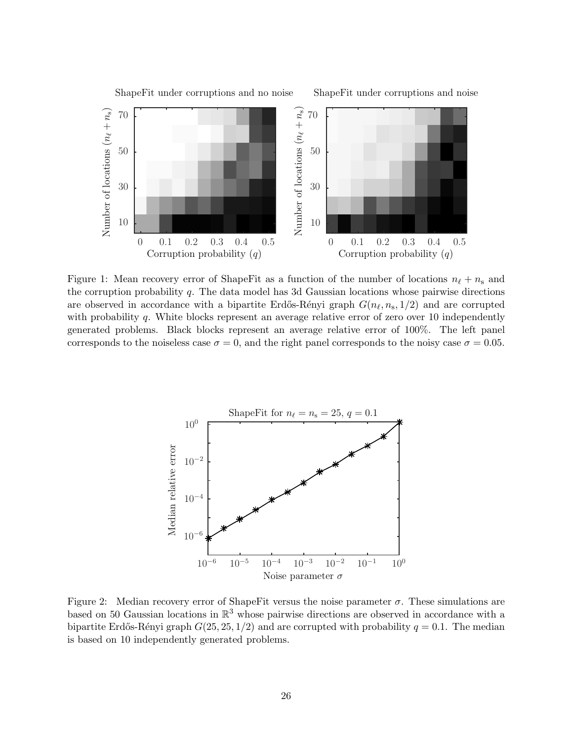Figure 1: Mean recovery error of ShapeFit as a function of the number of locations $n_\ell + n_s$ and the corruption probability $q$. The data model has 3d Gaussian locations whose pairwise directions are observed in accordance with a bipartite Erdős-Rényi graph $G(n_\ell, n_s, 1/2)$ and are corrupted with probability $q$. White blocks represent an average relative error of zero over 10 independently generated problems. Black blocks represent an average relative error of 100%. The left panel corresponds to the noiseless case $\sigma = 0$, and the right panel corresponds to the noisy case $\sigma = 0.05$.

Figure 2: Median recovery error of ShapeFit versus the noise parameter $\sigma$. These simulations are based on 50 Gaussian locations in $\mathbb{R}^3$ whose pairwise directions are observed in accordance with a bipartite Erdős-Rényi graph $G(25, 25, 1/2)$ and are corrupted with probability $q = 0.1$. The median is based on 10 independently generated problems.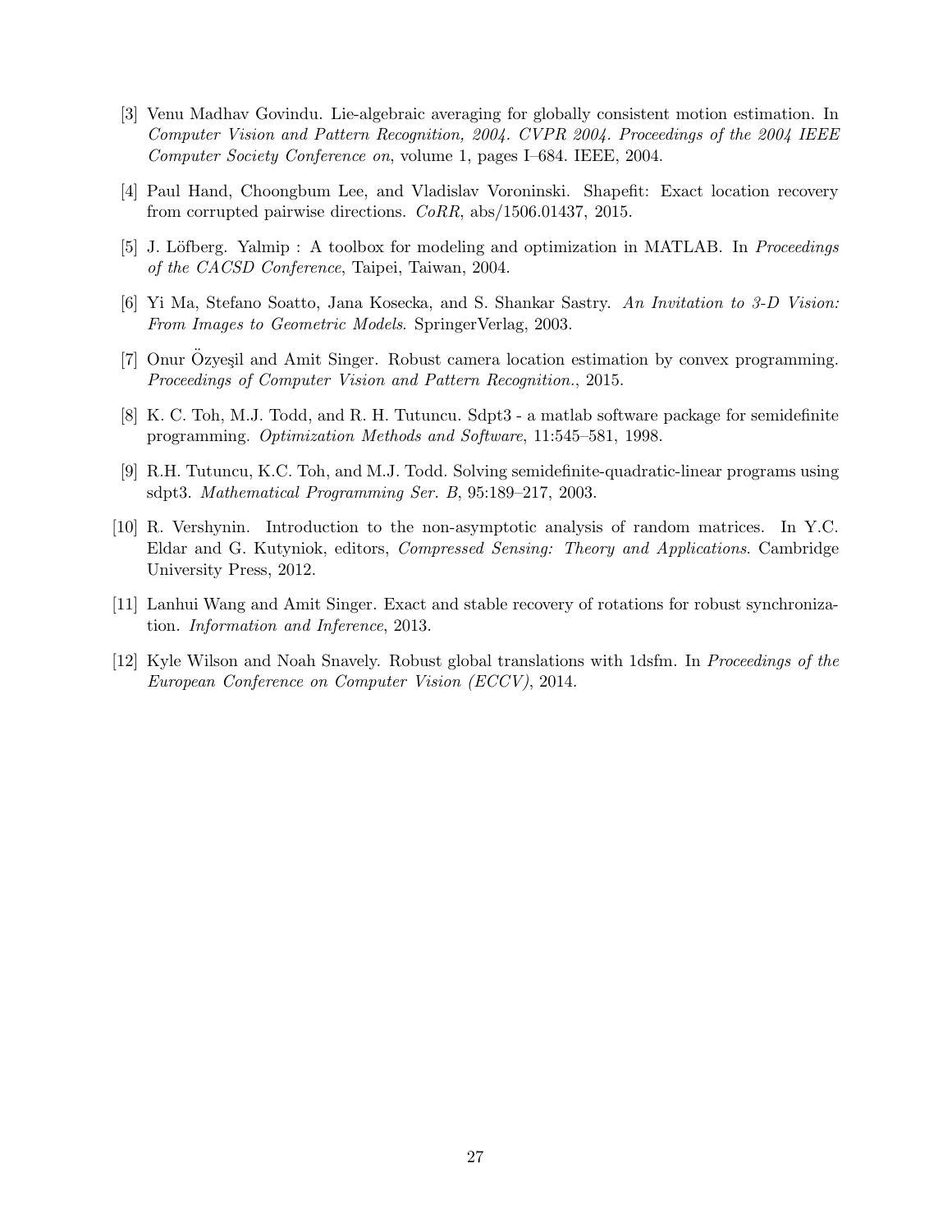[3] Venu Madhav Govindu. Lie-algebraic averaging for globally consistent motion estimation. In *Computer Vision and Pattern Recognition, 2004. CVPR 2004. Proceedings of the 2004 IEEE Computer Society Conference on*, volume 1, pages I–684. IEEE, 2004.

[4] Paul Hand, Choongbum Lee, and Vladislav Voroninski. Shapefit: Exact location recovery from corrupted pairwise directions. *CoRR*, abs/1506.01437, 2015.

[5] J. Löfberg. Yalmip : A toolbox for modeling and optimization in MATLAB. In *Proceedings of the CACSD Conference*, Taipei, Taiwan, 2004.

[6] Yi Ma, Stefano Soatto, Jana Kosecka, and S. Shankar Sastry. *An Invitation to 3-D Vision: From Images to Geometric Models*. SpringerVerlag, 2003.

[7] Onur Özyeşil and Amit Singer. Robust camera location estimation by convex programming. *Proceedings of Computer Vision and Pattern Recognition.*, 2015.

[8] K. C. Toh, M.J. Todd, and R. H. Tutuncu. Sdpt3 - a matlab software package for semidefinite programming. *Optimization Methods and Software*, 11:545–581, 1998.

[9] R.H. Tutuncu, K.C. Toh, and M.J. Todd. Solving semidefinite-quadratic-linear programs using sdpt3. *Mathematical Programming Ser. B*, 95:189–217, 2003.

[10] R. Vershynin. Introduction to the non-asymptotic analysis of random matrices. In Y.C. Eldar and G. Kutyniok, editors, *Compressed Sensing: Theory and Applications*. Cambridge University Press, 2012.

[11] Lanhui Wang and Amit Singer. Exact and stable recovery of rotations for robust synchronization. *Information and Inference*, 2013.

[12] Kyle Wilson and Noah Snavely. Robust global translations with 1dsfm. In *Proceedings of the European Conference on Computer Vision (ECCV)*, 2014.